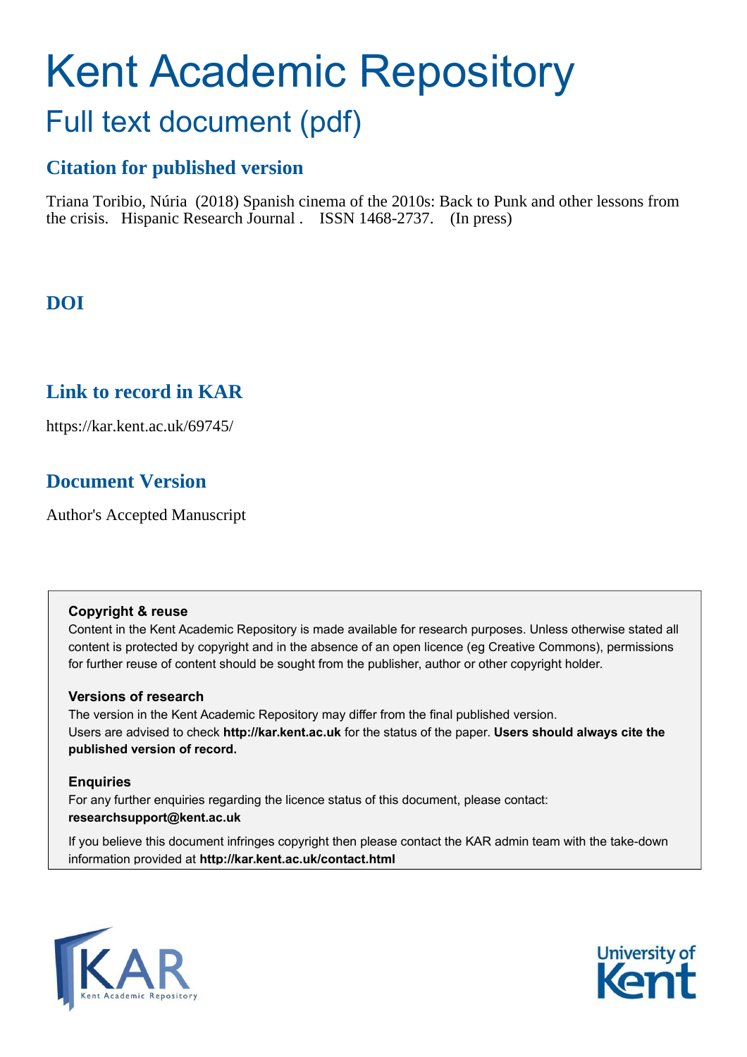# Kent Academic Repository

## Full text document (pdf)

### Citation for published version

Triana Toribio, Núria (2018) Spanish cinema of the 2010s: Back to Punk and other lessons from the crisis. Hispanic Research Journal . ISSN 1468-2737. (In press)

### DOI

### Link to record in KAR

https://kar.kent.ac.uk/69745/

### Document Version

Author's Accepted Manuscript

**Copyright & reuse**

Content in the Kent Academic Repository is made available for research purposes. Unless otherwise stated all content is protected by copyright and in the absence of an open licence (eg Creative Commons), permissions for further reuse of content should be sought from the publisher, author or other copyright holder.

**Versions of research**

The version in the Kent Academic Repository may differ from the final published version. Users are advised to check **http://kar.kent.ac.uk** for the status of the paper. **Users should always cite the published version of record.**

**Enquiries**

For any further enquiries regarding the licence status of this document, please contact: **researchsupport@kent.ac.uk**

If you believe this document infringes copyright then please contact the KAR admin team with the take-down information provided at **http://kar.kent.ac.uk/contact.html**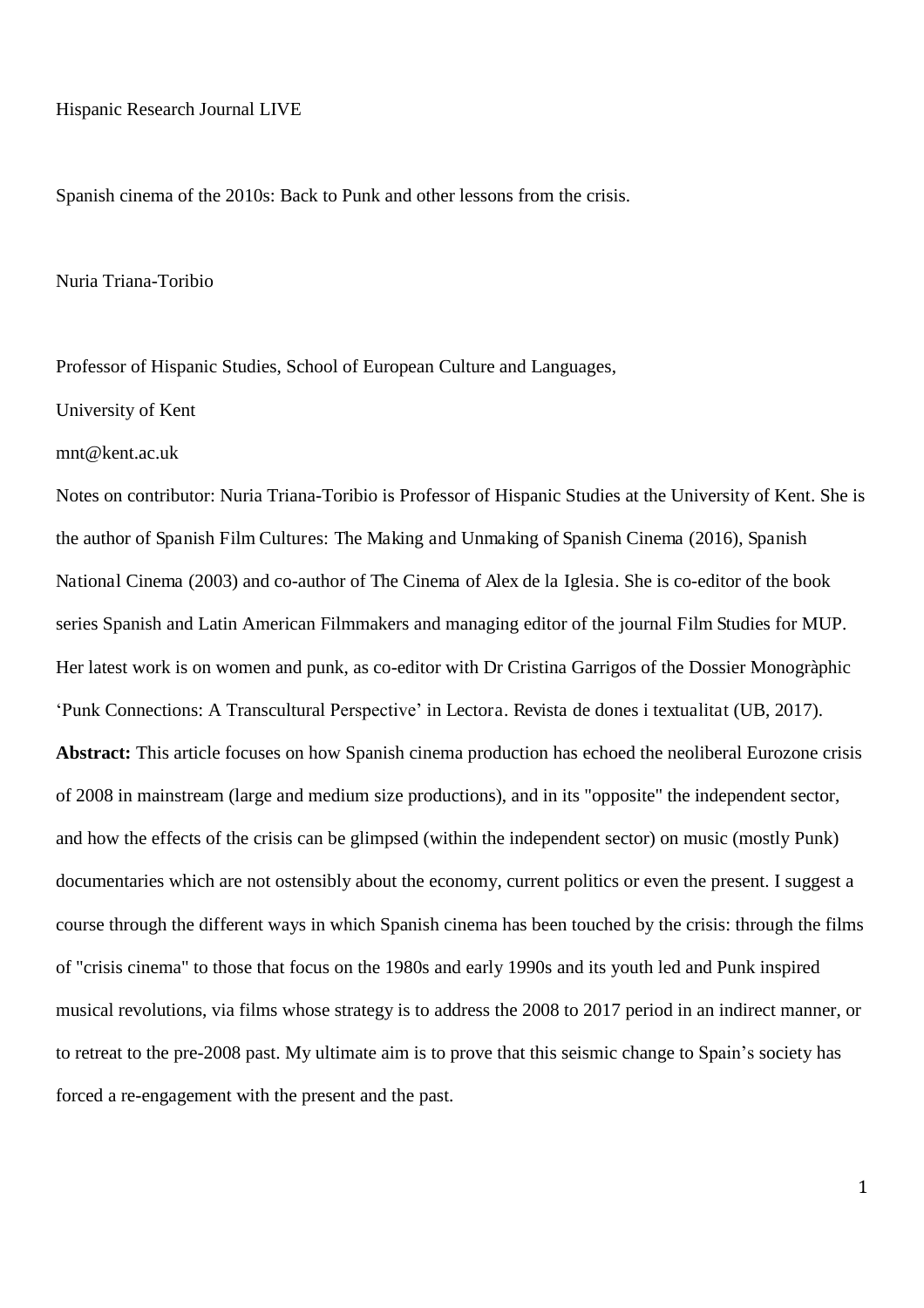Hispanic Research Journal LIVE

Spanish cinema of the 2010s: Back to Punk and other lessons from the crisis.

Nuria Triana-Toribio

Professor of Hispanic Studies, School of European Culture and Languages,

University of Kent

mnt@kent.ac.uk

Notes on contributor: Nuria Triana-Toribio is Professor of Hispanic Studies at the University of Kent. She is the author of Spanish Film Cultures: The Making and Unmaking of Spanish Cinema (2016), Spanish National Cinema (2003) and co-author of The Cinema of Alex de la Iglesia. She is co-editor of the book series Spanish and Latin American Filmmakers and managing editor of the journal Film Studies for MUP. Her latest work is on women and punk, as co-editor with Dr Cristina Garrigos of the Dossier Monogràphic 'Punk Connections: A Transcultural Perspective' in Lectora. Revista de dones i textualitat (UB, 2017).

**Abstract:** This article focuses on how Spanish cinema production has echoed the neoliberal Eurozone crisis of 2008 in mainstream (large and medium size productions), and in its "opposite" the independent sector, and how the effects of the crisis can be glimpsed (within the independent sector) on music (mostly Punk) documentaries which are not ostensibly about the economy, current politics or even the present. I suggest a course through the different ways in which Spanish cinema has been touched by the crisis: through the films of "crisis cinema" to those that focus on the 1980s and early 1990s and its youth led and Punk inspired musical revolutions, via films whose strategy is to address the 2008 to 2017 period in an indirect manner, or to retreat to the pre-2008 past. My ultimate aim is to prove that this seismic change to Spain's society has forced a re-engagement with the present and the past.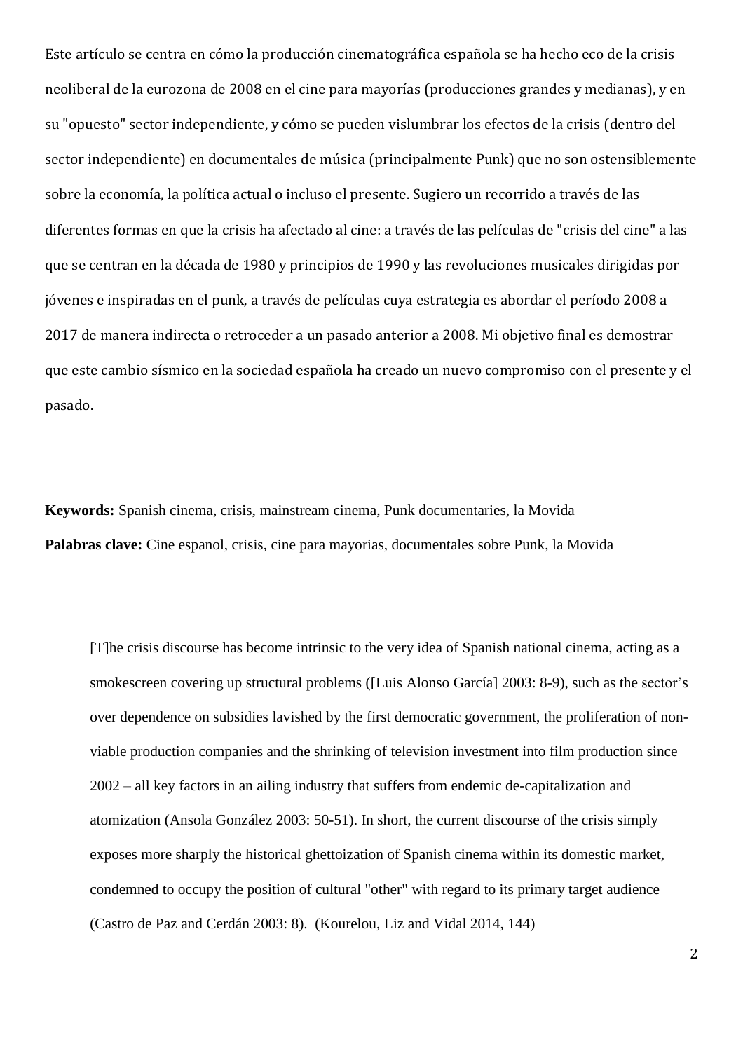Este artículo se centra en cómo la producción cinematográfica española se ha hecho eco de la crisis neoliberal de la eurozona de 2008 en el cine para mayorías (producciones grandes y medianas), y en su "opuesto" sector independiente, y cómo se pueden vislumbrar los efectos de la crisis (dentro del sector independiente) en documentales de música (principalmente Punk) que no son ostensiblemente sobre la economía, la política actual o incluso el presente. Sugiero un recorrido a través de las diferentes formas en que la crisis ha afectado al cine: a través de las películas de "crisis del cine" a las que se centran en la década de 1980 y principios de 1990 y las revoluciones musicales dirigidas por jóvenes e inspiradas en el punk, a través de películas cuya estrategia es abordar el período 2008 a 2017 de manera indirecta o retroceder a un pasado anterior a 2008. Mi objetivo final es demostrar que este cambio sísmico en la sociedad española ha creado un nuevo compromiso con el presente y el pasado.

**Keywords:** Spanish cinema, crisis, mainstream cinema, Punk documentaries, la Movida

**Palabras clave:** Cine espanol, crisis, cine para mayorias, documentales sobre Punk, la Movida

> [T]he crisis discourse has become intrinsic to the very idea of Spanish national cinema, acting as a smokescreen covering up structural problems ([Luis Alonso García] 2003: 8-9), such as the sector's over dependence on subsidies lavished by the first democratic government, the proliferation of non-viable production companies and the shrinking of television investment into film production since 2002 – all key factors in an ailing industry that suffers from endemic de-capitalization and atomization (Ansola González 2003: 50-51). In short, the current discourse of the crisis simply exposes more sharply the historical ghettoization of Spanish cinema within its domestic market, condemned to occupy the position of cultural "other" with regard to its primary target audience (Castro de Paz and Cerdán 2003: 8). (Kourelou, Liz and Vidal 2014, 144)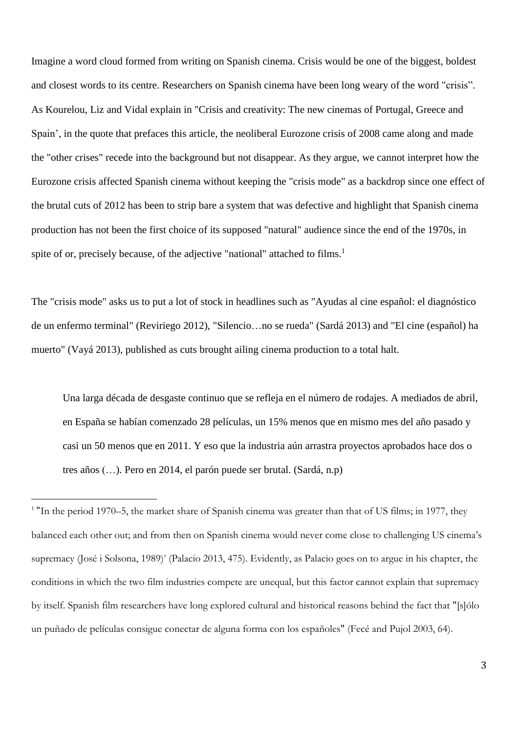Imagine a word cloud formed from writing on Spanish cinema. Crisis would be one of the biggest, boldest and closest words to its centre. Researchers on Spanish cinema have been long weary of the word "crisis". As Kourelou, Liz and Vidal explain in "Crisis and creativity: The new cinemas of Portugal, Greece and Spain', in the quote that prefaces this article, the neoliberal Eurozone crisis of 2008 came along and made the "other crises" recede into the background but not disappear. As they argue, we cannot interpret how the Eurozone crisis affected Spanish cinema without keeping the "crisis mode" as a backdrop since one effect of the brutal cuts of 2012 has been to strip bare a system that was defective and highlight that Spanish cinema production has not been the first choice of its supposed "natural" audience since the end of the 1970s, in spite of or, precisely because, of the adjective "national" attached to films.[1]

The "crisis mode" asks us to put a lot of stock in headlines such as "Ayudas al cine español: el diagnóstico de un enfermo terminal" (Reviriego 2012), "Silencio…no se rueda" (Sardá 2013) and "El cine (español) ha muerto" (Vayá 2013), published as cuts brought ailing cinema production to a total halt.

> Una larga década de desgaste continuo que se refleja en el número de rodajes. A mediados de abril, en España se habían comenzado 28 películas, un 15% menos que en mismo mes del año pasado y casi un 50 menos que en 2011. Y eso que la industria aún arrastra proyectos aprobados hace dos o tres años (…). Pero en 2014, el parón puede ser brutal. (Sardá, n.p)

[1] "In the period 1970–5, the market share of Spanish cinema was greater than that of US films; in 1977, they balanced each other out; and from then on Spanish cinema would never come close to challenging US cinema's supremacy (José i Solsona, 1989)' (Palacio 2013, 475). Evidently, as Palacio goes on to argue in his chapter, the conditions in which the two film industries compete are unequal, but this factor cannot explain that supremacy by itself. Spanish film researchers have long explored cultural and historical reasons behind the fact that "[s]ólo un puñado de películas consigue conectar de alguna forma con los españoles" (Fecé and Pujol 2003, 64).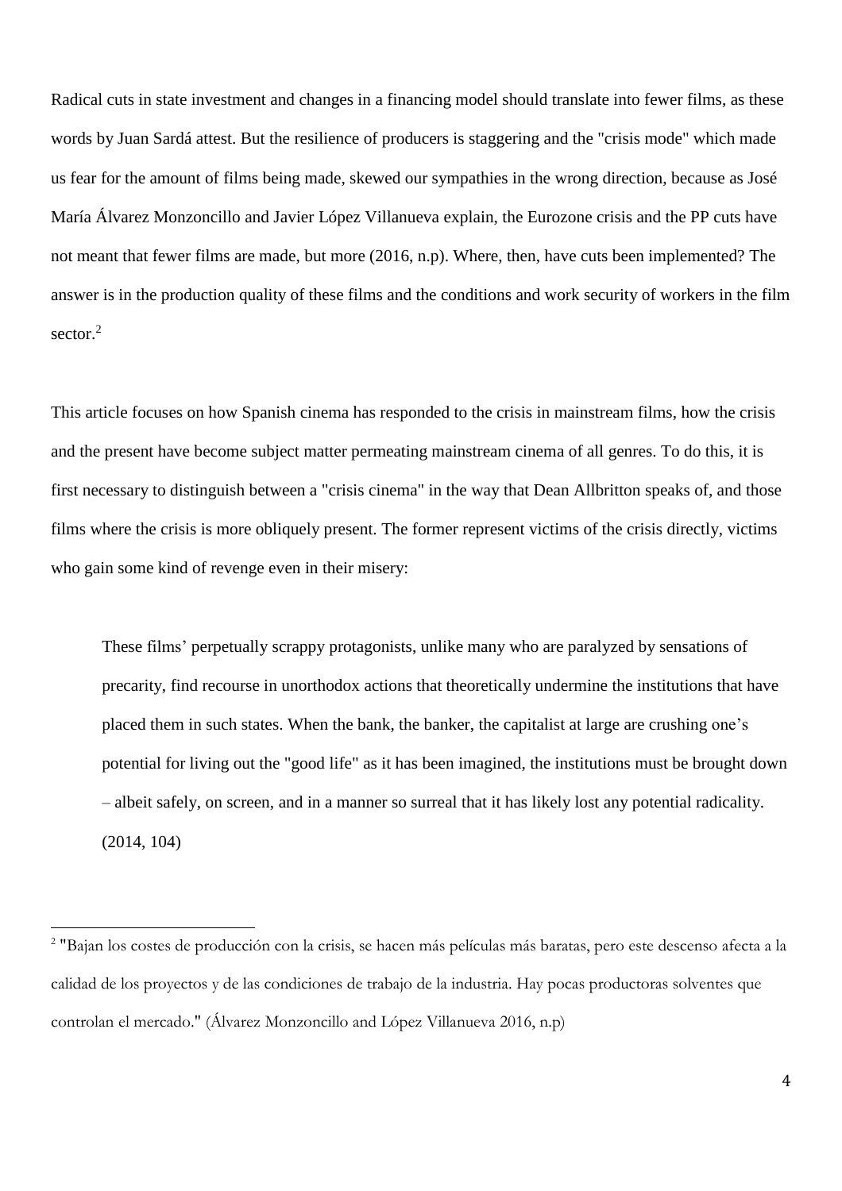Radical cuts in state investment and changes in a financing model should translate into fewer films, as these words by Juan Sardá attest. But the resilience of producers is staggering and the "crisis mode" which made us fear for the amount of films being made, skewed our sympathies in the wrong direction, because as José María Álvarez Monzoncillo and Javier López Villanueva explain, the Eurozone crisis and the PP cuts have not meant that fewer films are made, but more (2016, n.p). Where, then, have cuts been implemented? The answer is in the production quality of these films and the conditions and work security of workers in the film sector.[2]

This article focuses on how Spanish cinema has responded to the crisis in mainstream films, how the crisis and the present have become subject matter permeating mainstream cinema of all genres. To do this, it is first necessary to distinguish between a "crisis cinema" in the way that Dean Allbritton speaks of, and those films where the crisis is more obliquely present. The former represent victims of the crisis directly, victims who gain some kind of revenge even in their misery:

> These films' perpetually scrappy protagonists, unlike many who are paralyzed by sensations of precarity, find recourse in unorthodox actions that theoretically undermine the institutions that have placed them in such states. When the bank, the banker, the capitalist at large are crushing one's potential for living out the "good life" as it has been imagined, the institutions must be brought down – albeit safely, on screen, and in a manner so surreal that it has likely lost any potential radicality. (2014, 104)

---

[2] "Bajan los costes de producción con la crisis, se hacen más películas más baratas, pero este descenso afecta a la calidad de los proyectos y de las condiciones de trabajo de la industria. Hay pocas productoras solventes que controlan el mercado." (Álvarez Monzoncillo and López Villanueva 2016, n.p)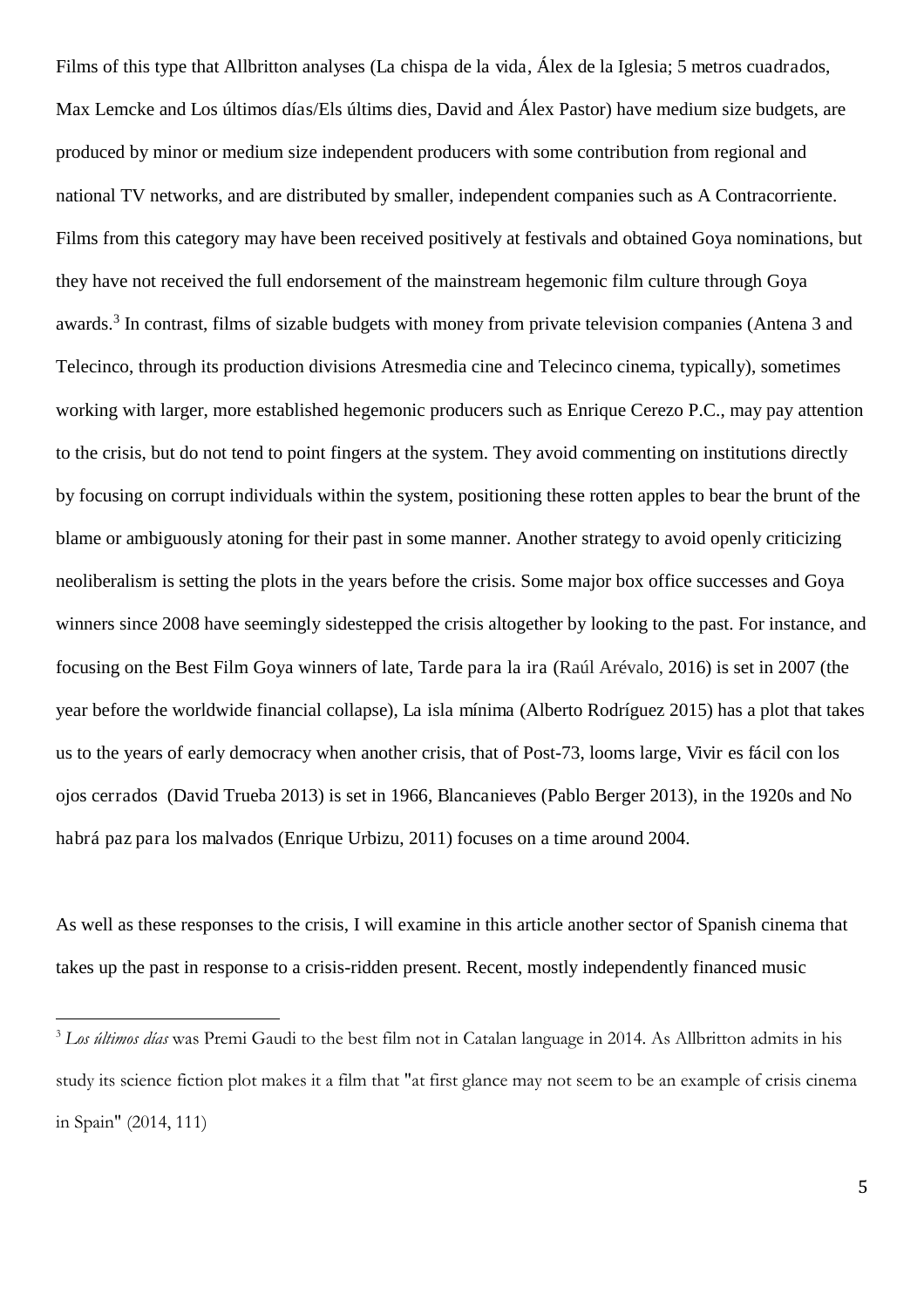Films of this type that Allbritton analyses (La chispa de la vida, Álex de la Iglesia; 5 metros cuadrados, Max Lemcke and Los últimos días/Els últims dies, David and Álex Pastor) have medium size budgets, are produced by minor or medium size independent producers with some contribution from regional and national TV networks, and are distributed by smaller, independent companies such as A Contracorriente. Films from this category may have been received positively at festivals and obtained Goya nominations, but they have not received the full endorsement of the mainstream hegemonic film culture through Goya awards.[3] In contrast, films of sizable budgets with money from private television companies (Antena 3 and Telecinco, through its production divisions Atresmedia cine and Telecinco cinema, typically), sometimes working with larger, more established hegemonic producers such as Enrique Cerezo P.C., may pay attention to the crisis, but do not tend to point fingers at the system. They avoid commenting on institutions directly by focusing on corrupt individuals within the system, positioning these rotten apples to bear the brunt of the blame or ambiguously atoning for their past in some manner. Another strategy to avoid openly criticizing neoliberalism is setting the plots in the years before the crisis. Some major box office successes and Goya winners since 2008 have seemingly sidestepped the crisis altogether by looking to the past. For instance, and focusing on the Best Film Goya winners of late, Tarde para la ira (Raúl Arévalo, 2016) is set in 2007 (the year before the worldwide financial collapse), La isla mínima (Alberto Rodríguez 2015) has a plot that takes us to the years of early democracy when another crisis, that of Post-73, looms large, Vivir es fácil con los ojos cerrados (David Trueba 2013) is set in 1966, Blancanieves (Pablo Berger 2013), in the 1920s and No habrá paz para los malvados (Enrique Urbizu, 2011) focuses on a time around 2004.

As well as these responses to the crisis, I will examine in this article another sector of Spanish cinema that takes up the past in response to a crisis-ridden present. Recent, mostly independently financed music

---

[3] *Los últimos días* was Premi Gaudi to the best film not in Catalan language in 2014. As Allbritton admits in his study its science fiction plot makes it a film that "at first glance may not seem to be an example of crisis cinema in Spain" (2014, 111)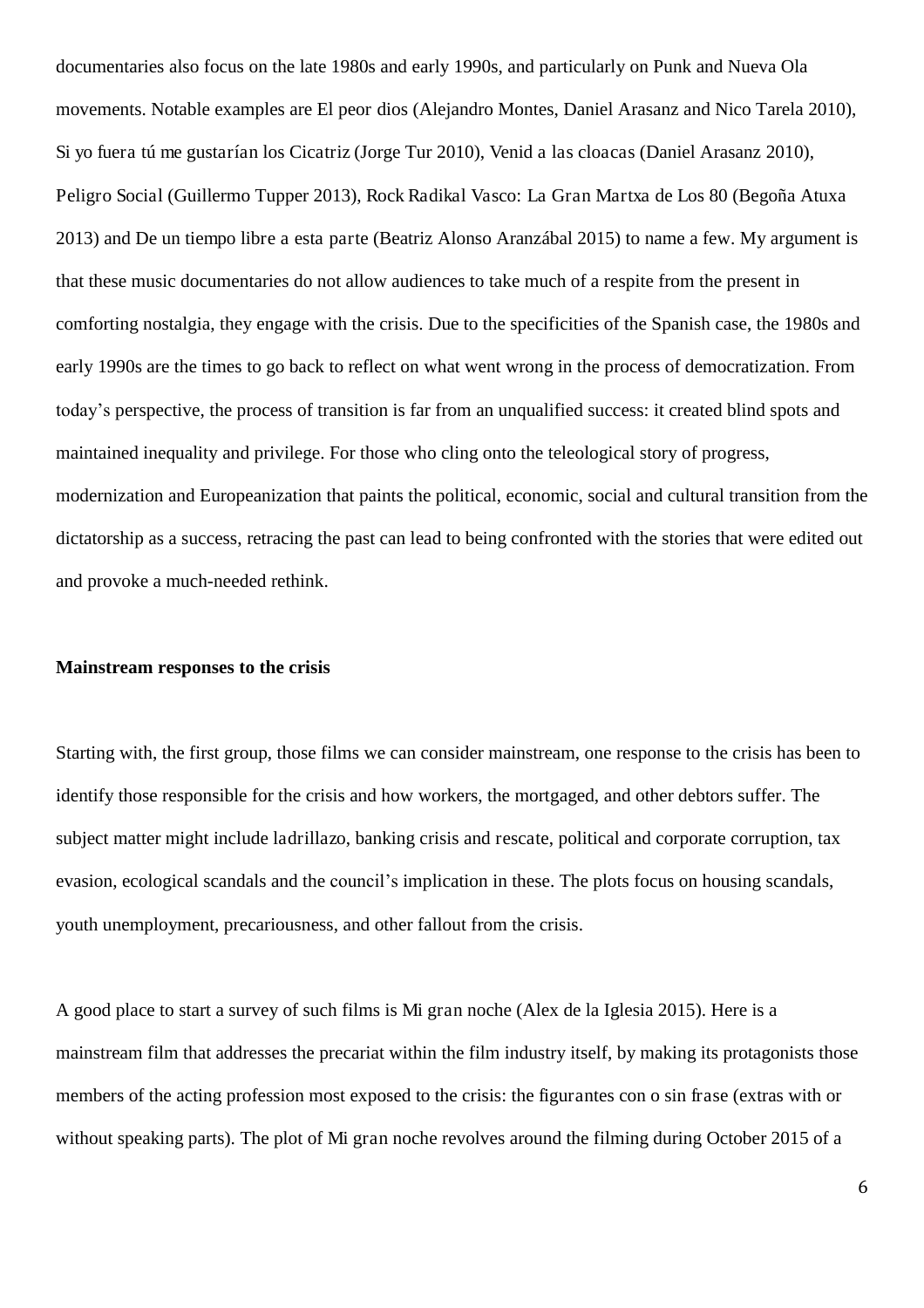documentaries also focus on the late 1980s and early 1990s, and particularly on Punk and Nueva Ola movements. Notable examples are El peor dios (Alejandro Montes, Daniel Arasanz and Nico Tarela 2010), Si yo fuera tú me gustarían los Cicatriz (Jorge Tur 2010), Venid a las cloacas (Daniel Arasanz 2010), Peligro Social (Guillermo Tupper 2013), Rock Radikal Vasco: La Gran Martxa de Los 80 (Begoña Atuxa 2013) and De un tiempo libre a esta parte (Beatriz Alonso Aranzábal 2015) to name a few. My argument is that these music documentaries do not allow audiences to take much of a respite from the present in comforting nostalgia, they engage with the crisis. Due to the specificities of the Spanish case, the 1980s and early 1990s are the times to go back to reflect on what went wrong in the process of democratization. From today's perspective, the process of transition is far from an unqualified success: it created blind spots and maintained inequality and privilege. For those who cling onto the teleological story of progress, modernization and Europeanization that paints the political, economic, social and cultural transition from the dictatorship as a success, retracing the past can lead to being confronted with the stories that were edited out and provoke a much-needed rethink.

**Mainstream responses to the crisis**

Starting with, the first group, those films we can consider mainstream, one response to the crisis has been to identify those responsible for the crisis and how workers, the mortgaged, and other debtors suffer. The subject matter might include ladrillazo, banking crisis and rescate, political and corporate corruption, tax evasion, ecological scandals and the council's implication in these. The plots focus on housing scandals, youth unemployment, precariousness, and other fallout from the crisis.

A good place to start a survey of such films is Mi gran noche (Alex de la Iglesia 2015). Here is a mainstream film that addresses the precariat within the film industry itself, by making its protagonists those members of the acting profession most exposed to the crisis: the figurantes con o sin frase (extras with or without speaking parts). The plot of Mi gran noche revolves around the filming during October 2015 of a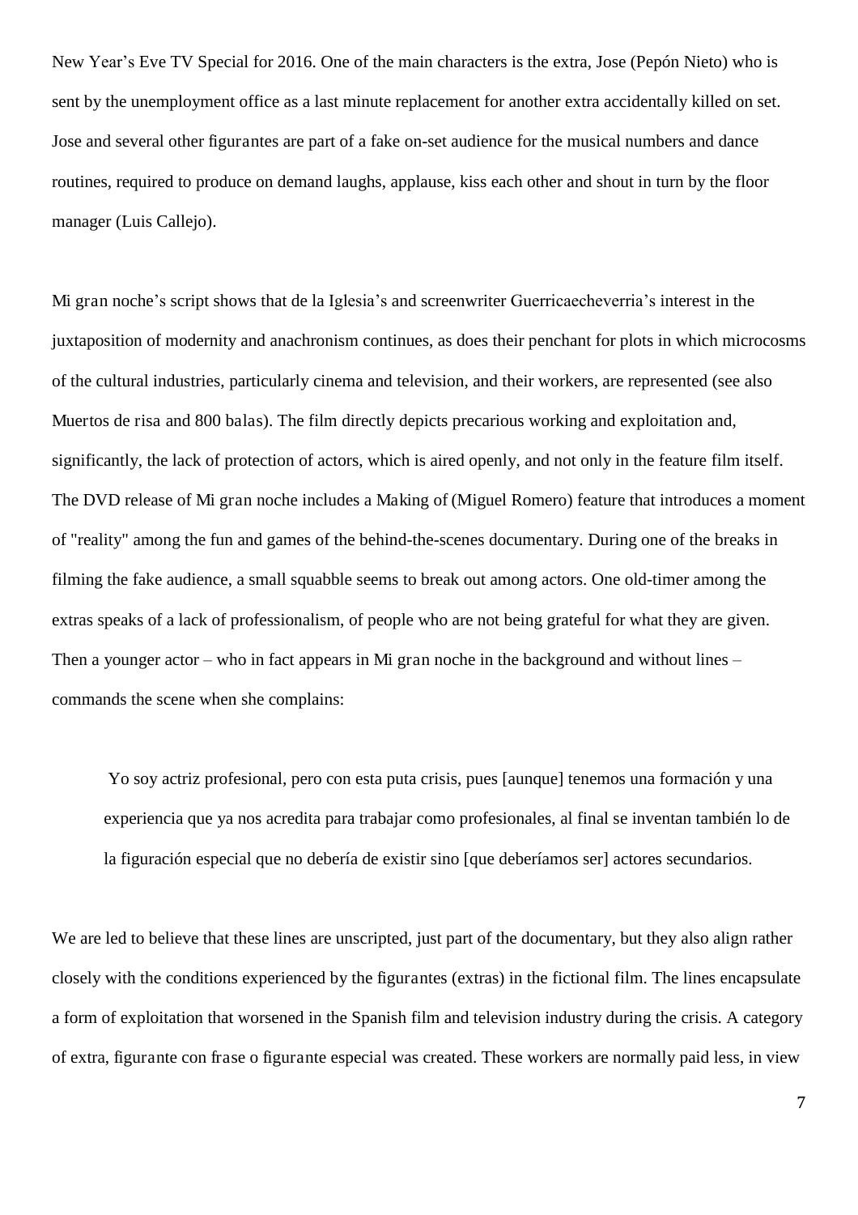New Year's Eve TV Special for 2016. One of the main characters is the extra, Jose (Pepón Nieto) who is sent by the unemployment office as a last minute replacement for another extra accidentally killed on set. Jose and several other *figurantes* are part of a fake on-set audience for the musical numbers and dance routines, required to produce on demand laughs, applause, kiss each other and shout in turn by the floor manager (Luis Callejo).

*Mi gran noche*'s script shows that de la Iglesia's and screenwriter Guerricaecheverria's interest in the juxtaposition of modernity and anachronism continues, as does their penchant for plots in which microcosms of the cultural industries, particularly cinema and television, and their workers, are represented (see also *Muertos de risa* and *800 balas*). The film directly depicts precarious working and exploitation and, significantly, the lack of protection of actors, which is aired openly, and not only in the feature film itself. The DVD release of *Mi gran noche* includes a *Making of* (Miguel Romero) feature that introduces a moment of "reality" among the fun and games of the behind-the-scenes documentary. During one of the breaks in filming the fake audience, a small squabble seems to break out among actors. One old-timer among the extras speaks of a lack of professionalism, of people who are not being grateful for what they are given. Then a younger actor – who in fact appears in *Mi gran noche* in the background and without lines – commands the scene when she complains:

> Yo soy actriz profesional, pero con esta puta crisis, pues [aunque] tenemos una formación y una experiencia que ya nos acredita para trabajar como profesionales, al final se inventan también lo de la figuración especial que no debería de existir sino [que deberíamos ser] actores secundarios.

We are led to believe that these lines are unscripted, just part of the documentary, but they also align rather closely with the conditions experienced by the *figurantes* (extras) in the fictional film. The lines encapsulate a form of exploitation that worsened in the Spanish film and television industry during the crisis. A category of extra, *figurante con frase* o *figurante especial* was created. These workers are normally paid less, in view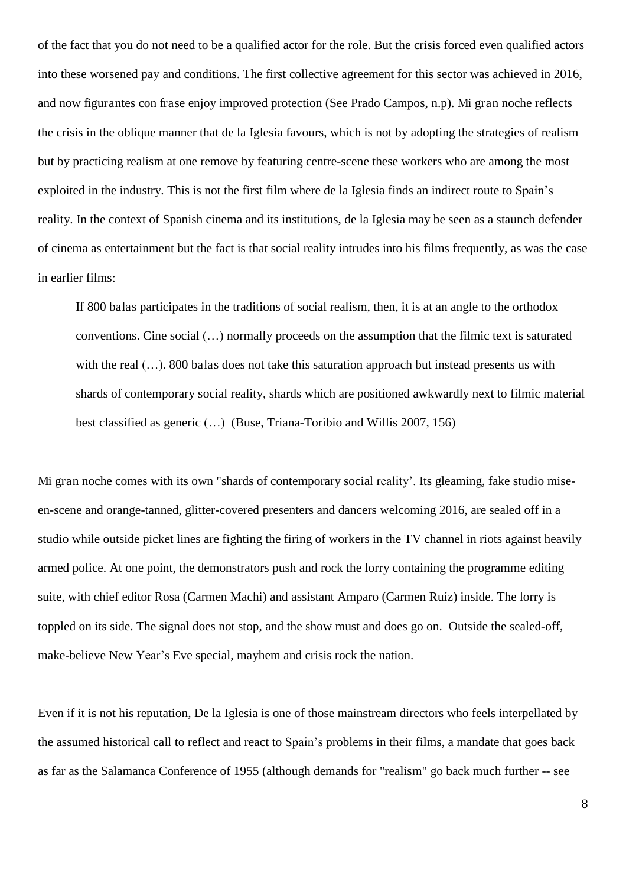of the fact that you do not need to be a qualified actor for the role. But the crisis forced even qualified actors into these worsened pay and conditions. The first collective agreement for this sector was achieved in 2016, and now figurantes con frase enjoy improved protection (See Prado Campos, n.p). Mi gran noche reflects the crisis in the oblique manner that de la Iglesia favours, which is not by adopting the strategies of realism but by practicing realism at one remove by featuring centre-scene these workers who are among the most exploited in the industry. This is not the first film where de la Iglesia finds an indirect route to Spain's reality. In the context of Spanish cinema and its institutions, de la Iglesia may be seen as a staunch defender of cinema as entertainment but the fact is that social reality intrudes into his films frequently, as was the case in earlier films:

> If 800 balas participates in the traditions of social realism, then, it is at an angle to the orthodox conventions. Cine social (…) normally proceeds on the assumption that the filmic text is saturated with the real (…). 800 balas does not take this saturation approach but instead presents us with shards of contemporary social reality, shards which are positioned awkwardly next to filmic material best classified as generic (…) (Buse, Triana-Toribio and Willis 2007, 156)

Mi gran noche comes with its own "shards of contemporary social reality'. Its gleaming, fake studio mise-en-scene and orange-tanned, glitter-covered presenters and dancers welcoming 2016, are sealed off in a studio while outside picket lines are fighting the firing of workers in the TV channel in riots against heavily armed police. At one point, the demonstrators push and rock the lorry containing the programme editing suite, with chief editor Rosa (Carmen Machi) and assistant Amparo (Carmen Ruíz) inside. The lorry is toppled on its side. The signal does not stop, and the show must and does go on. Outside the sealed-off, make-believe New Year's Eve special, mayhem and crisis rock the nation.

Even if it is not his reputation, De la Iglesia is one of those mainstream directors who feels interpellated by the assumed historical call to reflect and react to Spain's problems in their films, a mandate that goes back as far as the Salamanca Conference of 1955 (although demands for "realism" go back much further -- see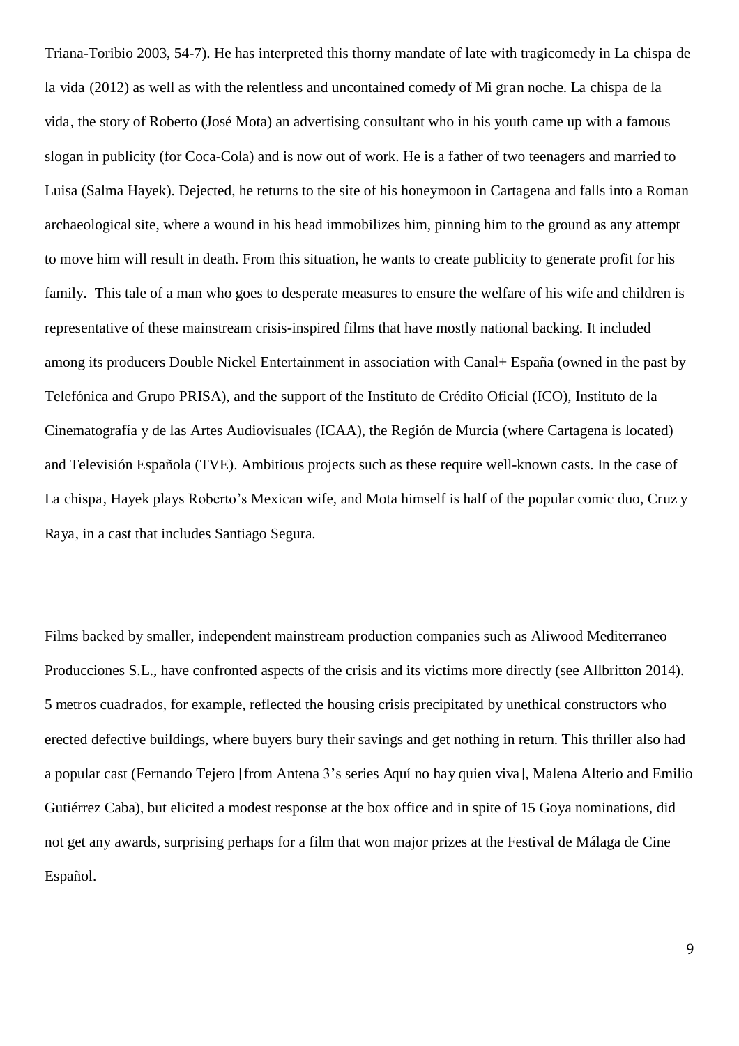Triana-Toribio 2003, 54-7). He has interpreted this thorny mandate of late with tragicomedy in La chispa de la vida (2012) as well as with the relentless and uncontained comedy of Mi gran noche. La chispa de la vida, the story of Roberto (José Mota) an advertising consultant who in his youth came up with a famous slogan in publicity (for Coca-Cola) and is now out of work. He is a father of two teenagers and married to Luisa (Salma Hayek). Dejected, he returns to the site of his honeymoon in Cartagena and falls into a Roman archaeological site, where a wound in his head immobilizes him, pinning him to the ground as any attempt to move him will result in death. From this situation, he wants to create publicity to generate profit for his family. This tale of a man who goes to desperate measures to ensure the welfare of his wife and children is representative of these mainstream crisis-inspired films that have mostly national backing. It included among its producers Double Nickel Entertainment in association with Canal+ España (owned in the past by Telefónica and Grupo PRISA), and the support of the Instituto de Crédito Oficial (ICO), Instituto de la Cinematografía y de las Artes Audiovisuales (ICAA), the Región de Murcia (where Cartagena is located) and Televisión Española (TVE). Ambitious projects such as these require well-known casts. In the case of La chispa, Hayek plays Roberto's Mexican wife, and Mota himself is half of the popular comic duo, Cruz y Raya, in a cast that includes Santiago Segura.

Films backed by smaller, independent mainstream production companies such as Aliwood Mediterraneo Producciones S.L., have confronted aspects of the crisis and its victims more directly (see Allbritton 2014). 5 metros cuadrados, for example, reflected the housing crisis precipitated by unethical constructors who erected defective buildings, where buyers bury their savings and get nothing in return. This thriller also had a popular cast (Fernando Tejero [from Antena 3's series Aquí no hay quien viva], Malena Alterio and Emilio Gutiérrez Caba), but elicited a modest response at the box office and in spite of 15 Goya nominations, did not get any awards, surprising perhaps for a film that won major prizes at the Festival de Málaga de Cine Español.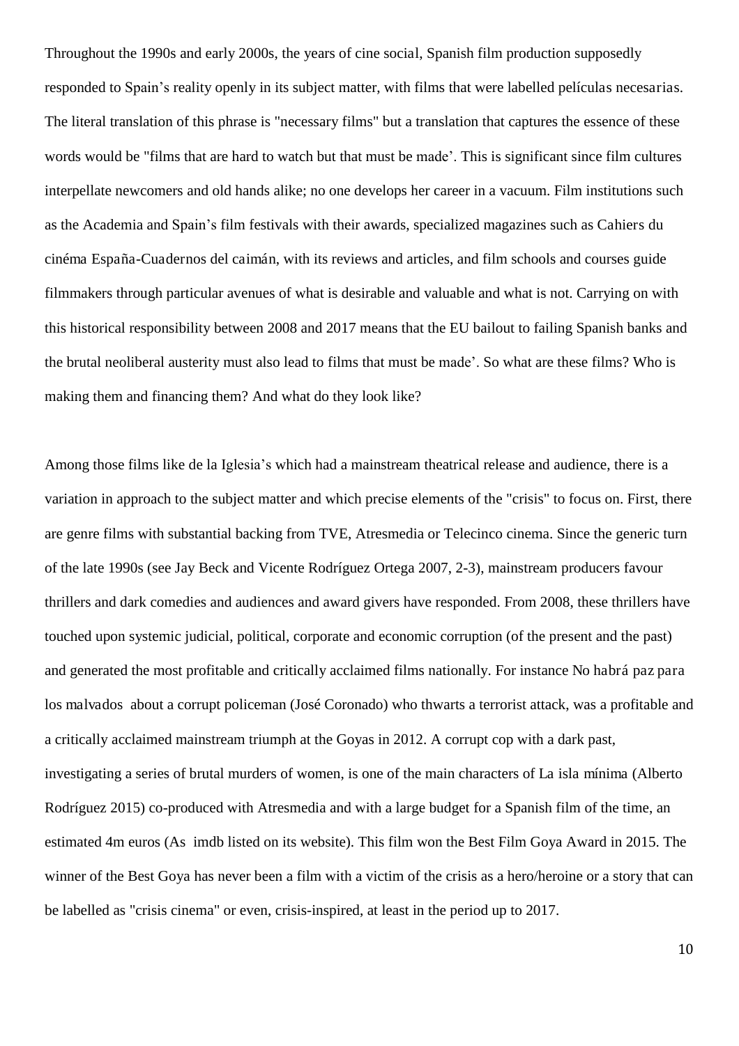Throughout the 1990s and early 2000s, the years of cine social, Spanish film production supposedly responded to Spain's reality openly in its subject matter, with films that were labelled películas necesarias. The literal translation of this phrase is "necessary films" but a translation that captures the essence of these words would be "films that are hard to watch but that must be made'. This is significant since film cultures interpellate newcomers and old hands alike; no one develops her career in a vacuum. Film institutions such as the Academia and Spain's film festivals with their awards, specialized magazines such as Cahiers du cinéma España-Cuadernos del caimán, with its reviews and articles, and film schools and courses guide filmmakers through particular avenues of what is desirable and valuable and what is not. Carrying on with this historical responsibility between 2008 and 2017 means that the EU bailout to failing Spanish banks and the brutal neoliberal austerity must also lead to films that must be made'. So what are these films? Who is making them and financing them? And what do they look like?

Among those films like de la Iglesia's which had a mainstream theatrical release and audience, there is a variation in approach to the subject matter and which precise elements of the "crisis" to focus on. First, there are genre films with substantial backing from TVE, Atresmedia or Telecinco cinema. Since the generic turn of the late 1990s (see Jay Beck and Vicente Rodríguez Ortega 2007, 2-3), mainstream producers favour thrillers and dark comedies and audiences and award givers have responded. From 2008, these thrillers have touched upon systemic judicial, political, corporate and economic corruption (of the present and the past) and generated the most profitable and critically acclaimed films nationally. For instance No habrá paz para los malvados about a corrupt policeman (José Coronado) who thwarts a terrorist attack, was a profitable and a critically acclaimed mainstream triumph at the Goyas in 2012. A corrupt cop with a dark past, investigating a series of brutal murders of women, is one of the main characters of La isla mínima (Alberto Rodríguez 2015) co-produced with Atresmedia and with a large budget for a Spanish film of the time, an estimated 4m euros (As imdb listed on its website). This film won the Best Film Goya Award in 2015. The winner of the Best Goya has never been a film with a victim of the crisis as a hero/heroine or a story that can be labelled as "crisis cinema" or even, crisis-inspired, at least in the period up to 2017.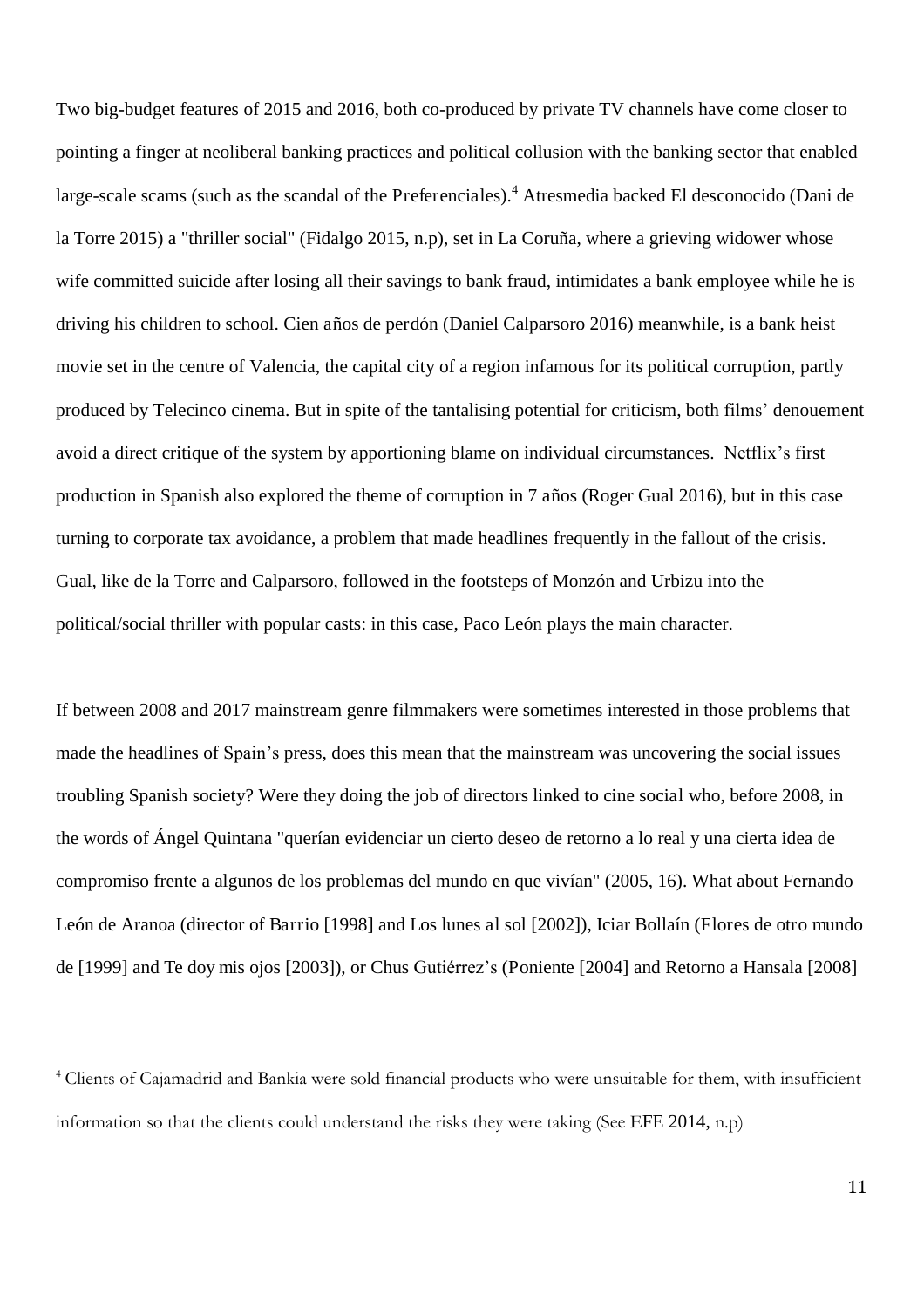Two big-budget features of 2015 and 2016, both co-produced by private TV channels have come closer to pointing a finger at neoliberal banking practices and political collusion with the banking sector that enabled large-scale scams (such as the scandal of the Preferenciales).[4] Atresmedia backed El desconocido (Dani de la Torre 2015) a "thriller social" (Fidalgo 2015, n.p), set in La Coruña, where a grieving widower whose wife committed suicide after losing all their savings to bank fraud, intimidates a bank employee while he is driving his children to school. Cien años de perdón (Daniel Calparsoro 2016) meanwhile, is a bank heist movie set in the centre of Valencia, the capital city of a region infamous for its political corruption, partly produced by Telecinco cinema. But in spite of the tantalising potential for criticism, both films' denouement avoid a direct critique of the system by apportioning blame on individual circumstances. Netflix's first production in Spanish also explored the theme of corruption in 7 años (Roger Gual 2016), but in this case turning to corporate tax avoidance, a problem that made headlines frequently in the fallout of the crisis. Gual, like de la Torre and Calparsoro, followed in the footsteps of Monzón and Urbizu into the political/social thriller with popular casts: in this case, Paco León plays the main character.

If between 2008 and 2017 mainstream genre filmmakers were sometimes interested in those problems that made the headlines of Spain's press, does this mean that the mainstream was uncovering the social issues troubling Spanish society? Were they doing the job of directors linked to cine social who, before 2008, in the words of Ángel Quintana "querían evidenciar un cierto deseo de retorno a lo real y una cierta idea de compromiso frente a algunos de los problemas del mundo en que vivían" (2005, 16). What about Fernando León de Aranoa (director of Barrio [1998] and Los lunes al sol [2002]), Iciar Bollaín (Flores de otro mundo de [1999] and Te doy mis ojos [2003]), or Chus Gutiérrez's (Poniente [2004] and Retorno a Hansala [2008]

---

[4] Clients of Cajamadrid and Bankia were sold financial products who were unsuitable for them, with insufficient information so that the clients could understand the risks they were taking (See EFE 2014, n.p)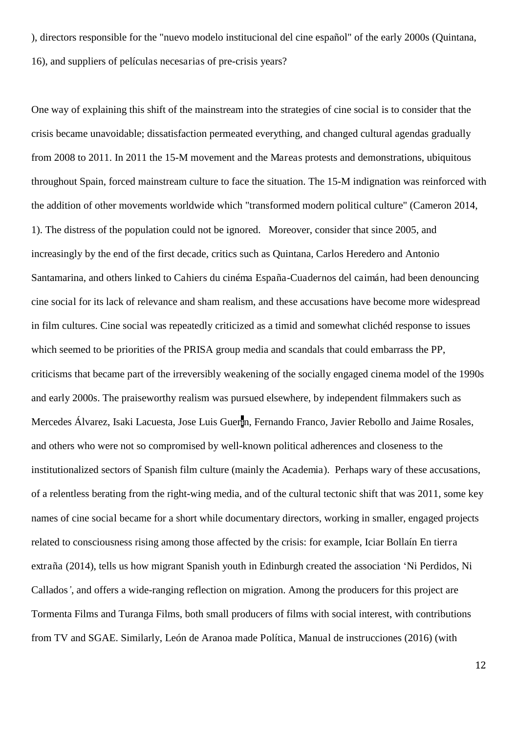), directors responsible for the "nuevo modelo institucional del cine español" of the early 2000s (Quintana, 16), and suppliers of *películas necesarias* of pre-crisis years?

One way of explaining this shift of the mainstream into the strategies of cine social is to consider that the crisis became unavoidable; dissatisfaction permeated everything, and changed cultural agendas gradually from 2008 to 2011. In 2011 the 15-M movement and the *Mareas* protests and demonstrations, ubiquitous throughout Spain, forced mainstream culture to face the situation. The 15-M indignation was reinforced with the addition of other movements worldwide which "transformed modern political culture" (Cameron 2014, 1). The distress of the population could not be ignored. Moreover, consider that since 2005, and increasingly by the end of the first decade, critics such as Quintana, Carlos Heredero and Antonio Santamarina, and others linked to *Cahiers du cinéma España-Cuadernos del caimán*, had been denouncing cine social for its lack of relevance and sham realism, and these accusations have become more widespread in film cultures. Cine social was repeatedly criticized as a timid and somewhat clichéd response to issues which seemed to be priorities of the PRISA group media and scandals that could embarrass the PP, criticisms that became part of the irreversibly weakening of the socially engaged cinema model of the 1990s and early 2000s. The praiseworthy realism was pursued elsewhere, by independent filmmakers such as Mercedes Álvarez, Isaki Lacuesta, Jose Luis Guerín, Fernando Franco, Javier Rebollo and Jaime Rosales, and others who were not so compromised by well-known political adherences and closeness to the institutionalized sectors of Spanish film culture (mainly the Academia). Perhaps wary of these accusations, of a relentless berating from the right-wing media, and of the cultural tectonic shift that was 2011, some key names of cine social became for a short while documentary directors, working in smaller, engaged projects related to consciousness rising among those affected by the crisis: for example, Iciar Bollaín *En tierra extraña* (2014), tells us how migrant Spanish youth in Edinburgh created the association 'Ni Perdidos, Ni Callados', and offers a wide-ranging reflection on migration. Among the producers for this project are Tormenta Films and Turanga Films, both small producers of films with social interest, with contributions from TV and SGAE. Similarly, León de Aranoa made *Política, Manual de instrucciones* (2016) (with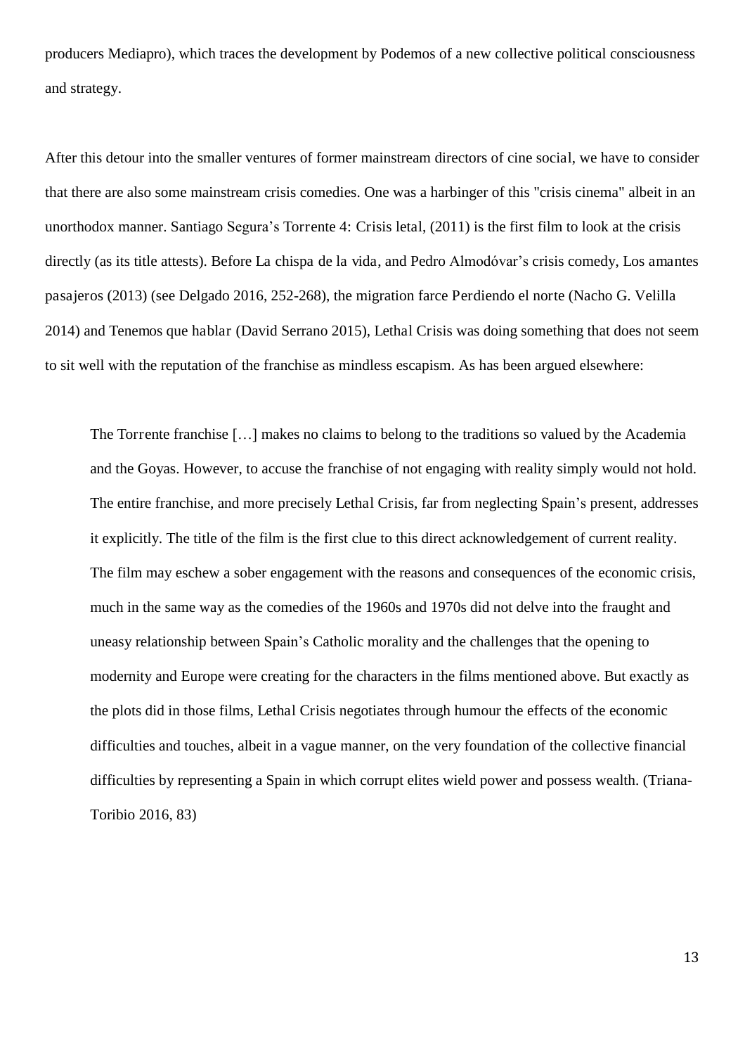producers Mediapro), which traces the development by Podemos of a new collective political consciousness and strategy.

After this detour into the smaller ventures of former mainstream directors of cine social, we have to consider that there are also some mainstream crisis comedies. One was a harbinger of this "crisis cinema" albeit in an unorthodox manner. Santiago Segura's *Torrente 4: Crisis letal*, (2011) is the first film to look at the crisis directly (as its title attests). Before *La chispa de la vida*, and Pedro Almodóvar's crisis comedy, *Los amantes pasajeros* (2013) (see Delgado 2016, 252-268), the migration farce *Perdiendo el norte* (Nacho G. Velilla 2014) and *Tenemos que hablar* (David Serrano 2015), *Lethal Crisis* was doing something that does not seem to sit well with the reputation of the franchise as mindless escapism. As has been argued elsewhere:

> The *Torrente* franchise […] makes no claims to belong to the traditions so valued by the Academia and the Goyas. However, to accuse the franchise of not engaging with reality simply would not hold. The entire franchise, and more precisely *Lethal Crisis*, far from neglecting Spain's present, addresses it explicitly. The title of the film is the first clue to this direct acknowledgement of current reality. The film may eschew a sober engagement with the reasons and consequences of the economic crisis, much in the same way as the comedies of the 1960s and 1970s did not delve into the fraught and uneasy relationship between Spain's Catholic morality and the challenges that the opening to modernity and Europe were creating for the characters in the films mentioned above. But exactly as the plots did in those films, *Lethal Crisis* negotiates through humour the effects of the economic difficulties and touches, albeit in a vague manner, on the very foundation of the collective financial difficulties by representing a Spain in which corrupt elites wield power and possess wealth. (Triana-Toribio 2016, 83)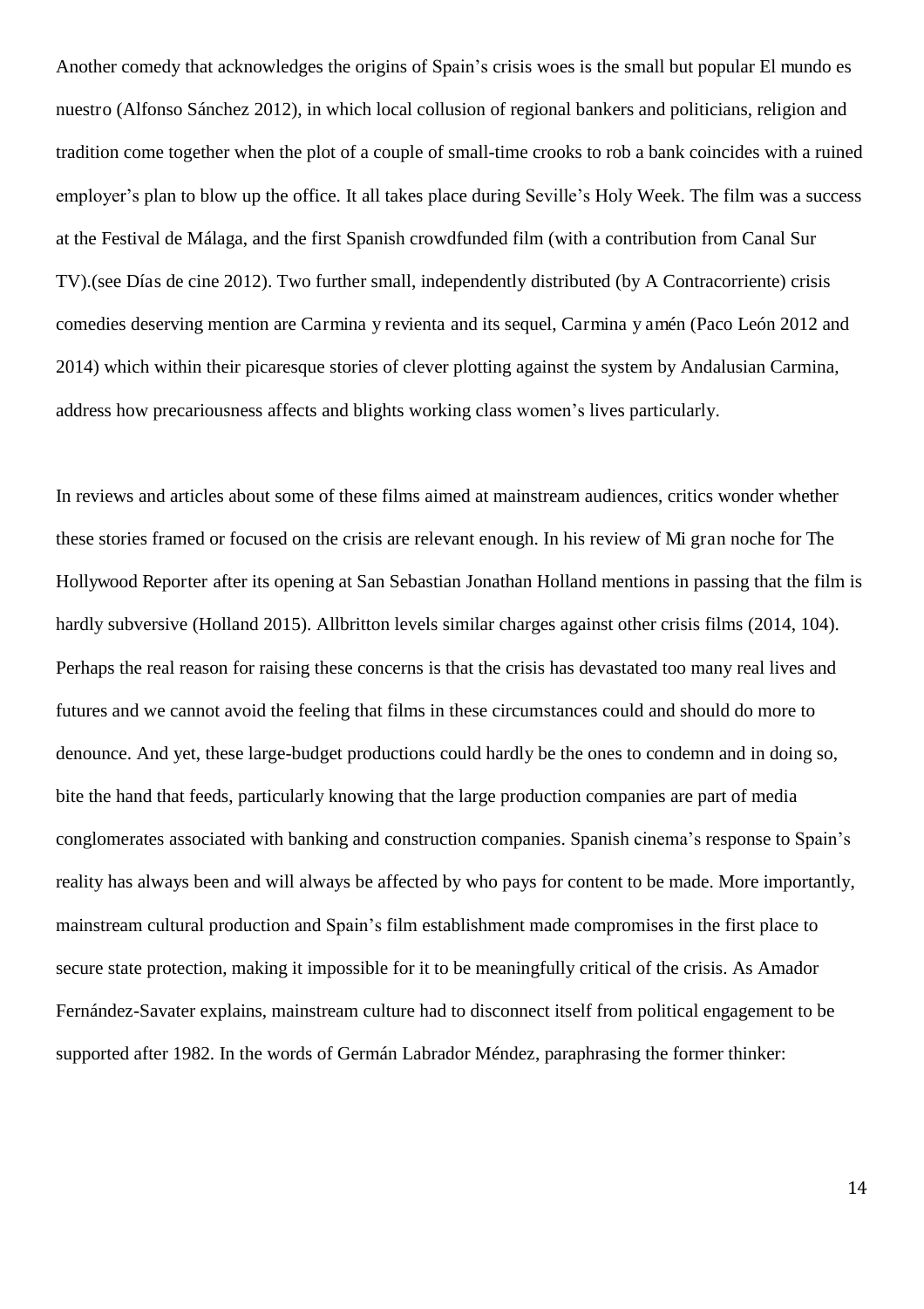Another comedy that acknowledges the origins of Spain's crisis woes is the small but popular El mundo es nuestro (Alfonso Sánchez 2012), in which local collusion of regional bankers and politicians, religion and tradition come together when the plot of a couple of small-time crooks to rob a bank coincides with a ruined employer's plan to blow up the office. It all takes place during Seville's Holy Week. The film was a success at the Festival de Málaga, and the first Spanish crowdfunded film (with a contribution from Canal Sur TV).(see Días de cine 2012). Two further small, independently distributed (by A Contracorriente) crisis comedies deserving mention are Carmina y revienta and its sequel, Carmina y amén (Paco León 2012 and 2014) which within their picaresque stories of clever plotting against the system by Andalusian Carmina, address how precariousness affects and blights working class women's lives particularly.

In reviews and articles about some of these films aimed at mainstream audiences, critics wonder whether these stories framed or focused on the crisis are relevant enough. In his review of Mi gran noche for The Hollywood Reporter after its opening at San Sebastian Jonathan Holland mentions in passing that the film is hardly subversive (Holland 2015). Allbritton levels similar charges against other crisis films (2014, 104). Perhaps the real reason for raising these concerns is that the crisis has devastated too many real lives and futures and we cannot avoid the feeling that films in these circumstances could and should do more to denounce. And yet, these large-budget productions could hardly be the ones to condemn and in doing so, bite the hand that feeds, particularly knowing that the large production companies are part of media conglomerates associated with banking and construction companies. Spanish cinema's response to Spain's reality has always been and will always be affected by who pays for content to be made. More importantly, mainstream cultural production and Spain's film establishment made compromises in the first place to secure state protection, making it impossible for it to be meaningfully critical of the crisis. As Amador Fernández-Savater explains, mainstream culture had to disconnect itself from political engagement to be supported after 1982. In the words of Germán Labrador Méndez, paraphrasing the former thinker: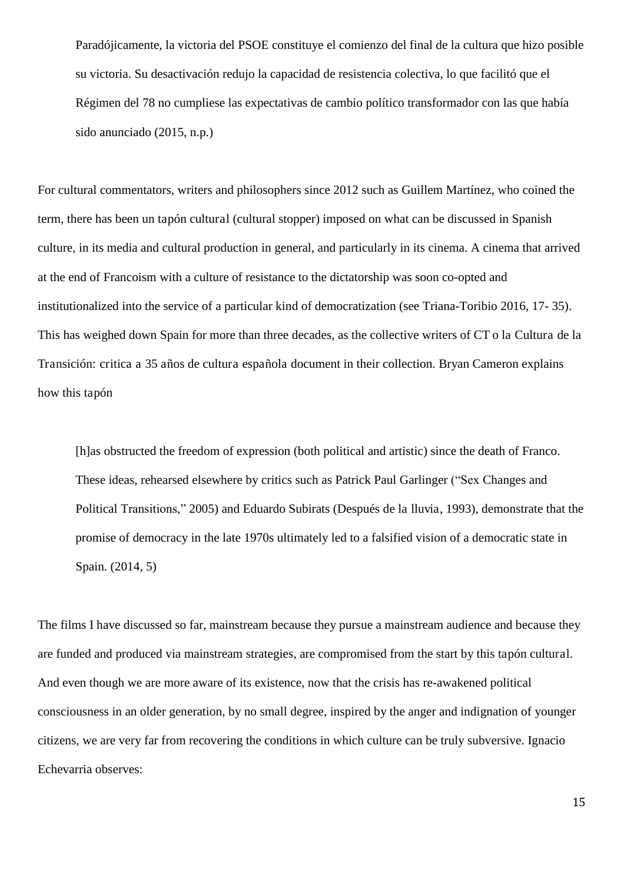> Paradójicamente, la victoria del PSOE constituye el comienzo del final de la cultura que hizo posible su victoria. Su desactivación redujo la capacidad de resistencia colectiva, lo que facilitó que el Régimen del 78 no cumpliese las expectativas de cambio político transformador con las que había sido anunciado (2015, n.p.)

For cultural commentators, writers and philosophers since 2012 such as Guillem Martínez, who coined the term, there has been un *tapón cultural* (cultural stopper) imposed on what can be discussed in Spanish culture, in its media and cultural production in general, and particularly in its cinema. A cinema that arrived at the end of Francoism with a culture of resistance to the dictatorship was soon co-opted and institutionalized into the service of a particular kind of democratization (see Triana-Toribio 2016, 17- 35). This has weighed down Spain for more than three decades, as the collective writers of *CT o la Cultura de la Transición: critica a 35 años de cultura española* document in their collection. Bryan Cameron explains how this *tapón*

> [h]as obstructed the freedom of expression (both political and artistic) since the death of Franco. These ideas, rehearsed elsewhere by critics such as Patrick Paul Garlinger ("Sex Changes and Political Transitions," 2005) and Eduardo Subirats (*Después de la lluvia*, 1993), demonstrate that the promise of democracy in the late 1970s ultimately led to a falsified vision of a democratic state in Spain. (2014, 5)

The films I have discussed so far, mainstream because they pursue a mainstream audience and because they are funded and produced via mainstream strategies, are compromised from the start by this *tapón cultural*. And even though we are more aware of its existence, now that the crisis has re-awakened political consciousness in an older generation, by no small degree, inspired by the anger and indignation of younger citizens, we are very far from recovering the conditions in which culture can be truly subversive. Ignacio Echevarria observes: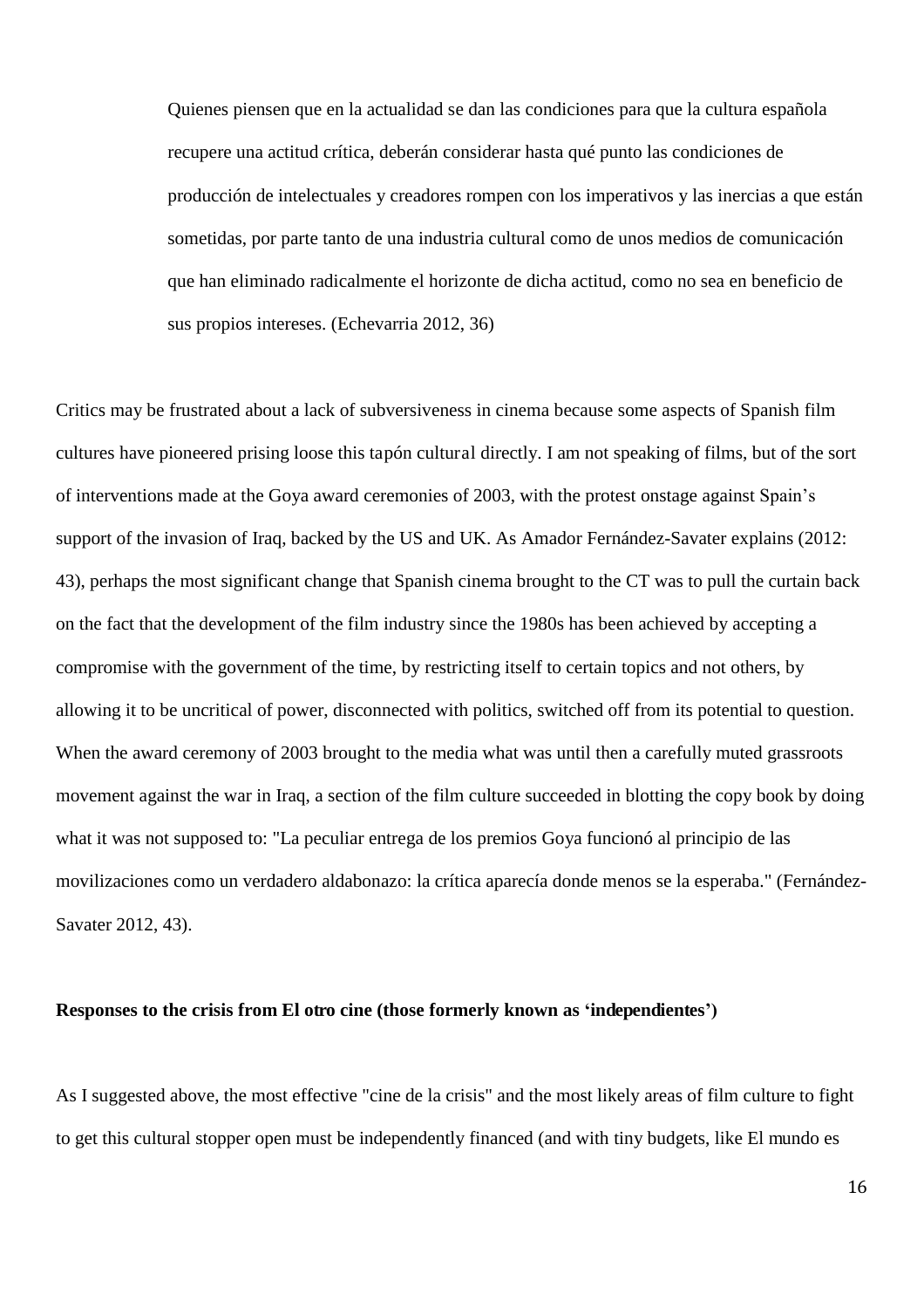> Quienes piensen que en la actualidad se dan las condiciones para que la cultura española recupere una actitud crítica, deberán considerar hasta qué punto las condiciones de producción de intelectuales y creadores rompen con los imperativos y las inercias a que están sometidas, por parte tanto de una industria cultural como de unos medios de comunicación que han eliminado radicalmente el horizonte de dicha actitud, como no sea en beneficio de sus propios intereses. (Echevarria 2012, 36)

Critics may be frustrated about a lack of subversiveness in cinema because some aspects of Spanish film cultures have pioneered prising loose this tapón cultural directly. I am not speaking of films, but of the sort of interventions made at the Goya award ceremonies of 2003, with the protest onstage against Spain's support of the invasion of Iraq, backed by the US and UK. As Amador Fernández-Savater explains (2012: 43), perhaps the most significant change that Spanish cinema brought to the CT was to pull the curtain back on the fact that the development of the film industry since the 1980s has been achieved by accepting a compromise with the government of the time, by restricting itself to certain topics and not others, by allowing it to be uncritical of power, disconnected with politics, switched off from its potential to question. When the award ceremony of 2003 brought to the media what was until then a carefully muted grassroots movement against the war in Iraq, a section of the film culture succeeded in blotting the copy book by doing what it was not supposed to: "La peculiar entrega de los premios Goya funcionó al principio de las movilizaciones como un verdadero aldabonazo: la crítica aparecía donde menos se la esperaba." (Fernández-Savater 2012, 43).

**Responses to the crisis from El otro cine (those formerly known as 'independientes')**

As I suggested above, the most effective "cine de la crisis" and the most likely areas of film culture to fight to get this cultural stopper open must be independently financed (and with tiny budgets, like El mundo es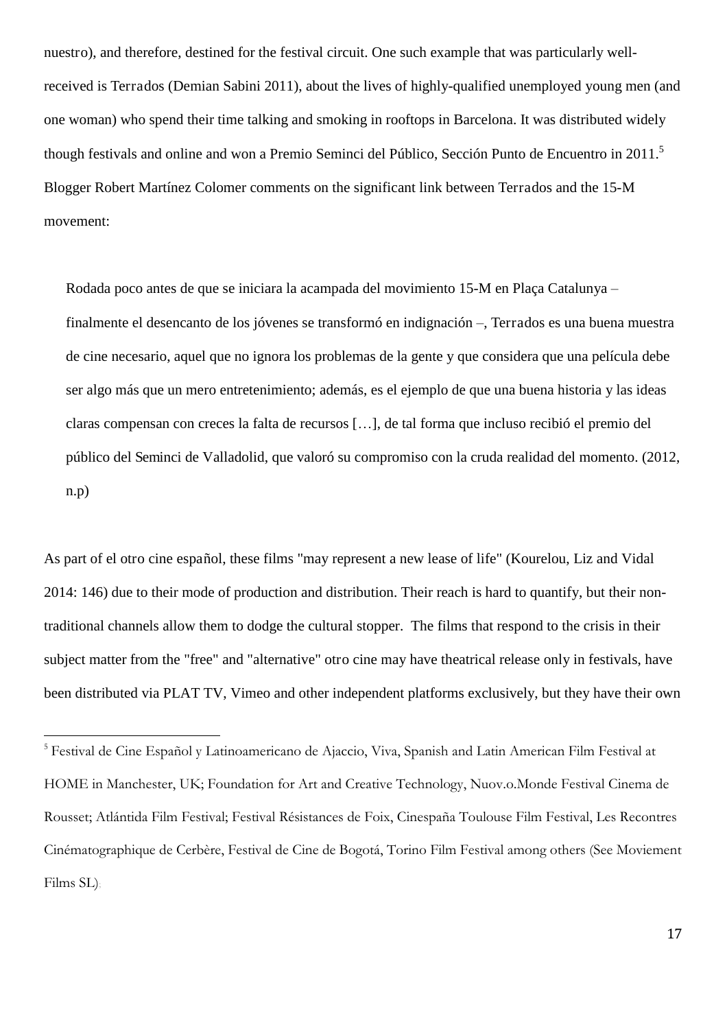nuestro), and therefore, destined for the festival circuit. One such example that was particularly well-received is Terrados (Demian Sabini 2011), about the lives of highly-qualified unemployed young men (and one woman) who spend their time talking and smoking in rooftops in Barcelona. It was distributed widely though festivals and online and won a Premio Seminci del Público, Sección Punto de Encuentro in 2011.[5] Blogger Robert Martínez Colomer comments on the significant link between Terrados and the 15-M movement:

> Rodada poco antes de que se iniciara la acampada del movimiento 15-M en Plaça Catalunya – finalmente el desencanto de los jóvenes se transformó en indignación –, Terrados es una buena muestra de cine necesario, aquel que no ignora los problemas de la gente y que considera que una película debe ser algo más que un mero entretenimiento; además, es el ejemplo de que una buena historia y las ideas claras compensan con creces la falta de recursos […], de tal forma que incluso recibió el premio del público del Seminci de Valladolid, que valoró su compromiso con la cruda realidad del momento. (2012, n.p)

As part of el otro cine español, these films "may represent a new lease of life" (Kourelou, Liz and Vidal 2014: 146) due to their mode of production and distribution. Their reach is hard to quantify, but their non-traditional channels allow them to dodge the cultural stopper. The films that respond to the crisis in their subject matter from the "free" and "alternative" otro cine may have theatrical release only in festivals, have been distributed via PLAT TV, Vimeo and other independent platforms exclusively, but they have their own

[5] Festival de Cine Español y Latinoamericano de Ajaccio, Viva, Spanish and Latin American Film Festival at HOME in Manchester, UK; Foundation for Art and Creative Technology, Nuov.o.Monde Festival Cinema de Rousset; Atlántida Film Festival; Festival Résistances de Foix, Cinespaña Toulouse Film Festival, Les Recontres Cinématographique de Cerbère, Festival de Cine de Bogotá, Torino Film Festival among others (See Moviement Films SL).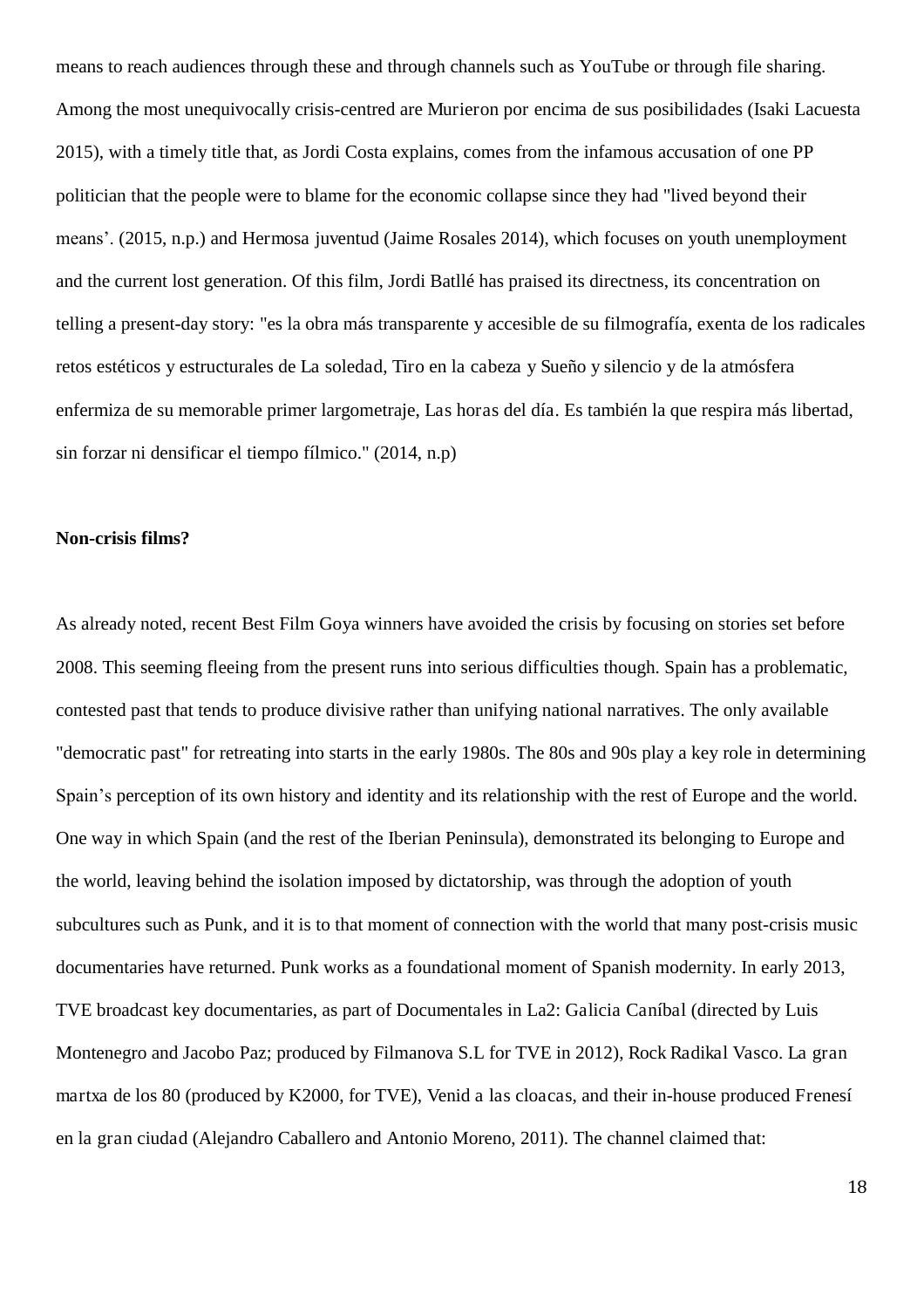means to reach audiences through these and through channels such as YouTube or through file sharing. Among the most unequivocally crisis-centred are Murieron por encima de sus posibilidades (Isaki Lacuesta 2015), with a timely title that, as Jordi Costa explains, comes from the infamous accusation of one PP politician that the people were to blame for the economic collapse since they had "lived beyond their means'. (2015, n.p.) and Hermosa juventud (Jaime Rosales 2014), which focuses on youth unemployment and the current lost generation. Of this film, Jordi Batllé has praised its directness, its concentration on telling a present-day story: "es la obra más transparente y accesible de su filmografía, exenta de los radicales retos estéticos y estructurales de La soledad, Tiro en la cabeza y Sueño y silencio y de la atmósfera enfermiza de su memorable primer largometraje, Las horas del día. Es también la que respira más libertad, sin forzar ni densificar el tiempo fílmico." (2014, n.p)

**Non-crisis films?**

As already noted, recent Best Film Goya winners have avoided the crisis by focusing on stories set before 2008. This seeming fleeing from the present runs into serious difficulties though. Spain has a problematic, contested past that tends to produce divisive rather than unifying national narratives. The only available "democratic past" for retreating into starts in the early 1980s. The 80s and 90s play a key role in determining Spain's perception of its own history and identity and its relationship with the rest of Europe and the world. One way in which Spain (and the rest of the Iberian Peninsula), demonstrated its belonging to Europe and the world, leaving behind the isolation imposed by dictatorship, was through the adoption of youth subcultures such as Punk, and it is to that moment of connection with the world that many post-crisis music documentaries have returned. Punk works as a foundational moment of Spanish modernity. In early 2013, TVE broadcast key documentaries, as part of Documentales in La2: Galicia Caníbal (directed by Luis Montenegro and Jacobo Paz; produced by Filmanova S.L for TVE in 2012), Rock Radikal Vasco. La gran martxa de los 80 (produced by K2000, for TVE), Venid a las cloacas, and their in-house produced Frenesí en la gran ciudad (Alejandro Caballero and Antonio Moreno, 2011). The channel claimed that: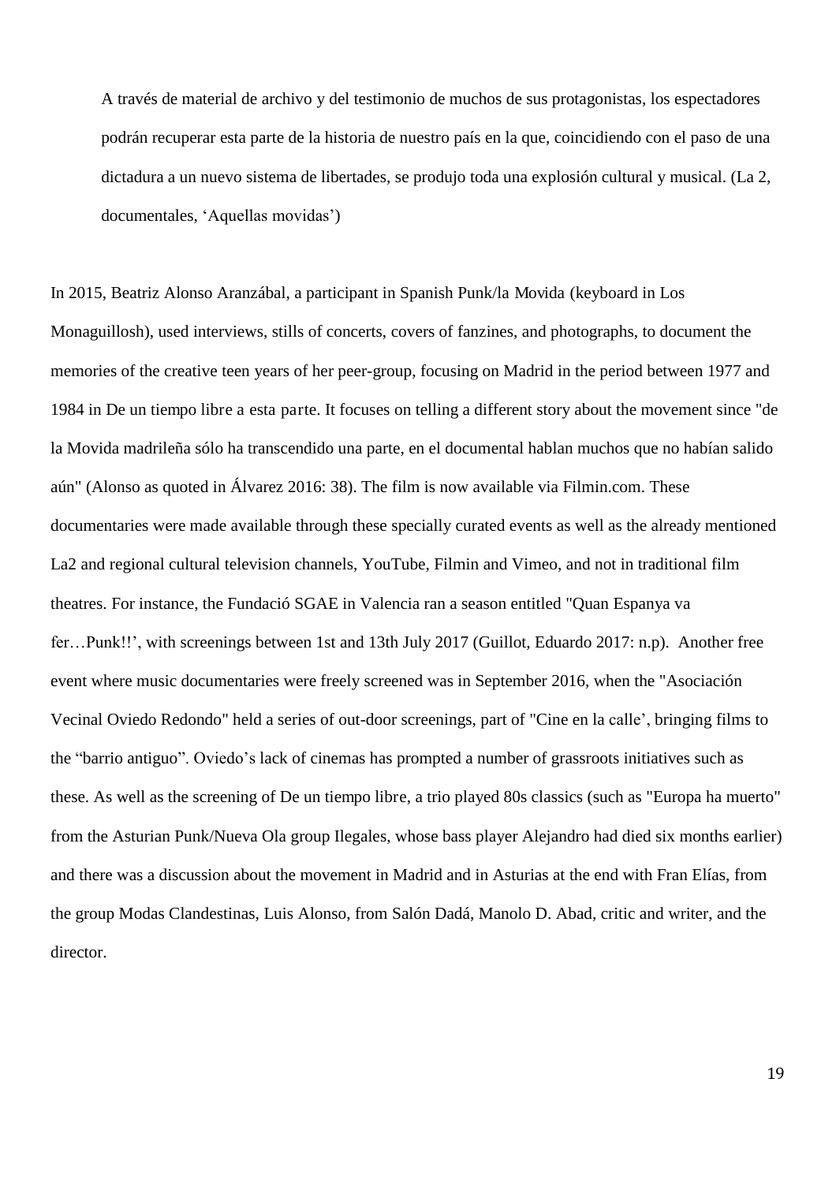> A través de material de archivo y del testimonio de muchos de sus protagonistas, los espectadores podrán recuperar esta parte de la historia de nuestro país en la que, coincidiendo con el paso de una dictadura a un nuevo sistema de libertades, se produjo toda una explosión cultural y musical. (La 2, documentales, 'Aquellas movidas')

In 2015, Beatriz Alonso Aranzábal, a participant in Spanish Punk/la Movida (keyboard in Los Monaguillosh), used interviews, stills of concerts, covers of fanzines, and photographs, to document the memories of the creative teen years of her peer-group, focusing on Madrid in the period between 1977 and 1984 in De un tiempo libre a esta parte. It focuses on telling a different story about the movement since "de la Movida madrileña sólo ha transcendido una parte, en el documental hablan muchos que no habían salido aún" (Alonso as quoted in Álvarez 2016: 38). The film is now available via Filmin.com. These documentaries were made available through these specially curated events as well as the already mentioned La2 and regional cultural television channels, YouTube, Filmin and Vimeo, and not in traditional film theatres. For instance, the Fundació SGAE in Valencia ran a season entitled "Quan Espanya va fer…Punk!!', with screenings between 1st and 13th July 2017 (Guillot, Eduardo 2017: n.p). Another free event where music documentaries were freely screened was in September 2016, when the "Asociación Vecinal Oviedo Redondo" held a series of out-door screenings, part of "Cine en la calle', bringing films to the "barrio antiguo". Oviedo's lack of cinemas has prompted a number of grassroots initiatives such as these. As well as the screening of De un tiempo libre, a trio played 80s classics (such as "Europa ha muerto" from the Asturian Punk/Nueva Ola group Ilegales, whose bass player Alejandro had died six months earlier) and there was a discussion about the movement in Madrid and in Asturias at the end with Fran Elías, from the group Modas Clandestinas, Luis Alonso, from Salón Dadá, Manolo D. Abad, critic and writer, and the director.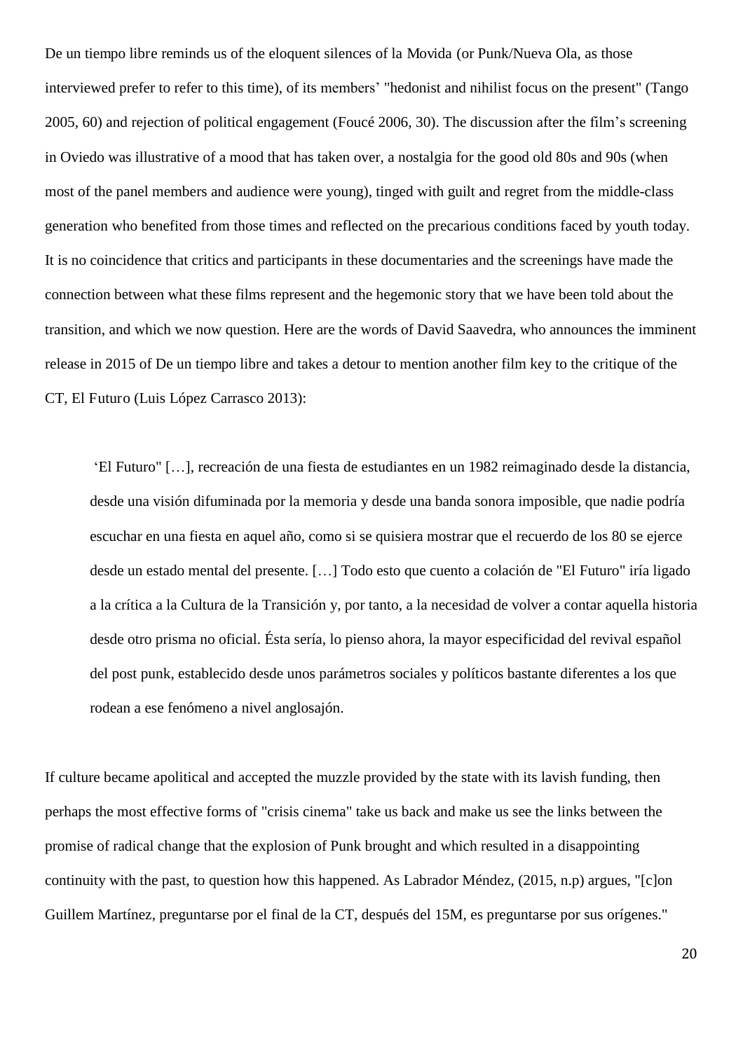De un tiempo libre reminds us of the eloquent silences of la Movida (or Punk/Nueva Ola, as those interviewed prefer to refer to this time), of its members' "hedonist and nihilist focus on the present" (Tango 2005, 60) and rejection of political engagement (Foucé 2006, 30). The discussion after the film's screening in Oviedo was illustrative of a mood that has taken over, a nostalgia for the good old 80s and 90s (when most of the panel members and audience were young), tinged with guilt and regret from the middle-class generation who benefited from those times and reflected on the precarious conditions faced by youth today. It is no coincidence that critics and participants in these documentaries and the screenings have made the connection between what these films represent and the hegemonic story that we have been told about the transition, and which we now question. Here are the words of David Saavedra, who announces the imminent release in 2015 of De un tiempo libre and takes a detour to mention another film key to the critique of the CT, El Futuro (Luis López Carrasco 2013):

> 'El Futuro" […], recreación de una fiesta de estudiantes en un 1982 reimaginado desde la distancia, desde una visión difuminada por la memoria y desde una banda sonora imposible, que nadie podría escuchar en una fiesta en aquel año, como si se quisiera mostrar que el recuerdo de los 80 se ejerce desde un estado mental del presente. […] Todo esto que cuento a colación de "El Futuro" iría ligado a la crítica a la Cultura de la Transición y, por tanto, a la necesidad de volver a contar aquella historia desde otro prisma no oficial. Ésta sería, lo pienso ahora, la mayor especificidad del revival español del post punk, establecido desde unos parámetros sociales y políticos bastante diferentes a los que rodean a ese fenómeno a nivel anglosajón.

If culture became apolitical and accepted the muzzle provided by the state with its lavish funding, then perhaps the most effective forms of "crisis cinema" take us back and make us see the links between the promise of radical change that the explosion of Punk brought and which resulted in a disappointing continuity with the past, to question how this happened. As Labrador Méndez, (2015, n.p) argues, "[c]on Guillem Martínez, preguntarse por el final de la CT, después del 15M, es preguntarse por sus orígenes."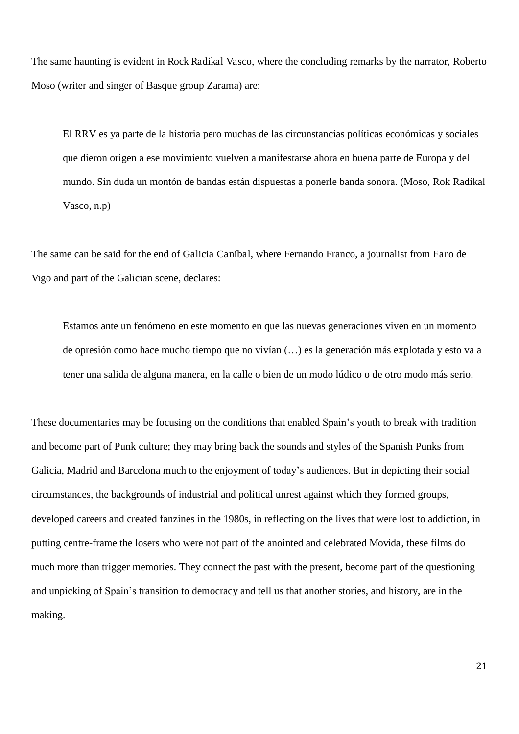The same haunting is evident in Rock Radikal Vasco, where the concluding remarks by the narrator, Roberto Moso (writer and singer of Basque group Zarama) are:

> El RRV es ya parte de la historia pero muchas de las circunstancias políticas económicas y sociales que dieron origen a ese movimiento vuelven a manifestarse ahora en buena parte de Europa y del mundo. Sin duda un montón de bandas están dispuestas a ponerle banda sonora. (Moso, Rok Radikal Vasco, n.p)

The same can be said for the end of Galicia Caníbal, where Fernando Franco, a journalist from Faro de Vigo and part of the Galician scene, declares:

> Estamos ante un fenómeno en este momento en que las nuevas generaciones viven en un momento de opresión como hace mucho tiempo que no vivían (…) es la generación más explotada y esto va a tener una salida de alguna manera, en la calle o bien de un modo lúdico o de otro modo más serio.

These documentaries may be focusing on the conditions that enabled Spain's youth to break with tradition and become part of Punk culture; they may bring back the sounds and styles of the Spanish Punks from Galicia, Madrid and Barcelona much to the enjoyment of today's audiences. But in depicting their social circumstances, the backgrounds of industrial and political unrest against which they formed groups, developed careers and created fanzines in the 1980s, in reflecting on the lives that were lost to addiction, in putting centre-frame the losers who were not part of the anointed and celebrated Movida, these films do much more than trigger memories. They connect the past with the present, become part of the questioning and unpicking of Spain's transition to democracy and tell us that another stories, and history, are in the making.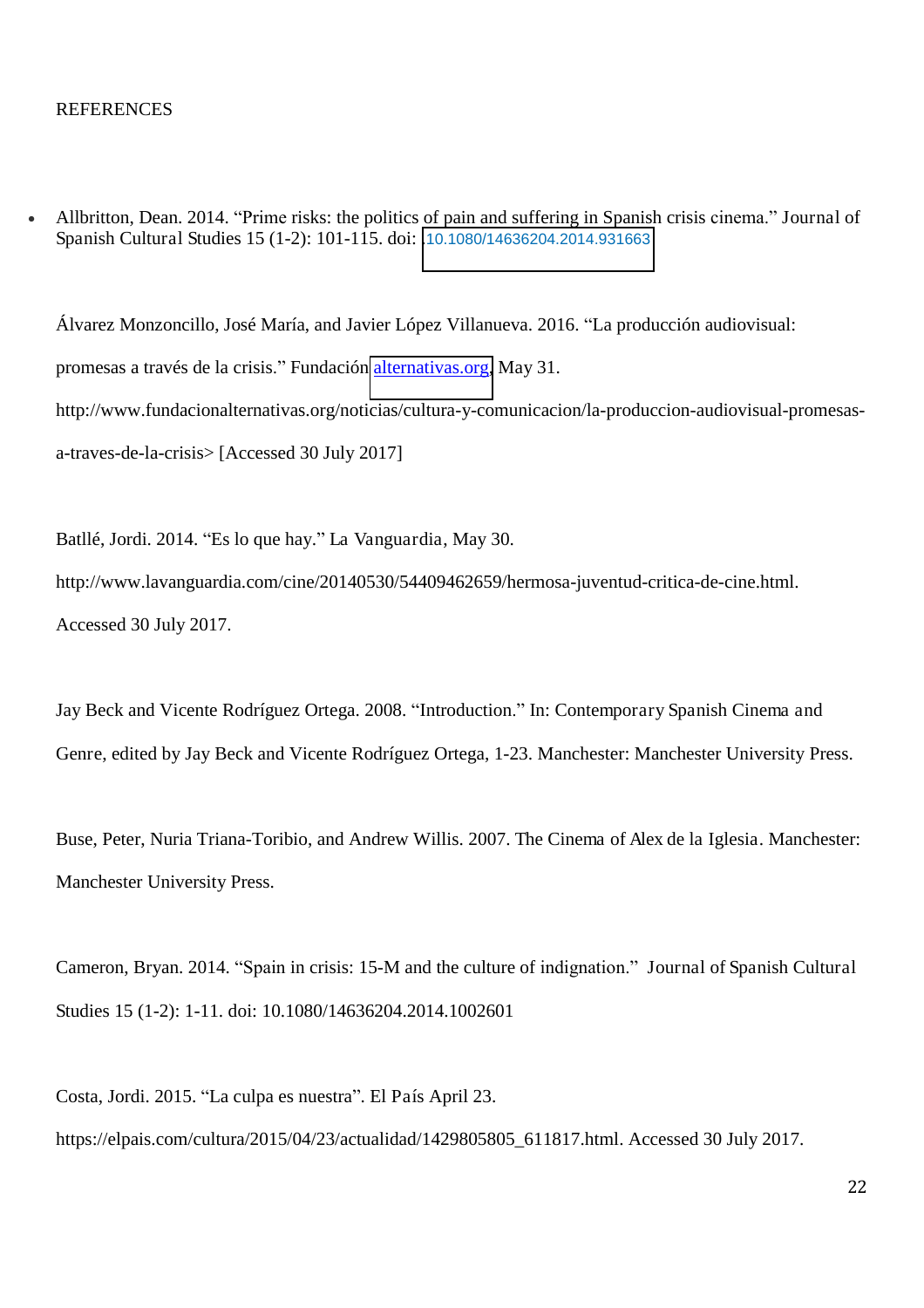REFERENCES

- Allbritton, Dean. 2014. "Prime risks: the politics of pain and suffering in Spanish crisis cinema." Journal of Spanish Cultural Studies 15 (1-2): 101-115. doi: 10.1080/14636204.2014.931663

Álvarez Monzoncillo, José María, and Javier López Villanueva. 2016. "La producción audiovisual: promesas a través de la crisis." Fundación alternativas.org, May 31. http://www.fundacionalternativas.org/noticias/cultura-y-comunicacion/la-produccion-audiovisual-promesas-a-traves-de-la-crisis> [Accessed 30 July 2017]

Batllé, Jordi. 2014. "Es lo que hay." La Vanguardia, May 30. http://www.lavanguardia.com/cine/20140530/54409462659/hermosa-juventud-critica-de-cine.html. Accessed 30 July 2017.

Jay Beck and Vicente Rodríguez Ortega. 2008. "Introduction." In: Contemporary Spanish Cinema and Genre, edited by Jay Beck and Vicente Rodríguez Ortega, 1-23. Manchester: Manchester University Press.

Buse, Peter, Nuria Triana-Toribio, and Andrew Willis. 2007. The Cinema of Alex de la Iglesia. Manchester: Manchester University Press.

Cameron, Bryan. 2014. "Spain in crisis: 15-M and the culture of indignation." Journal of Spanish Cultural Studies 15 (1-2): 1-11. doi: 10.1080/14636204.2014.1002601

Costa, Jordi. 2015. "La culpa es nuestra". El País April 23. https://elpais.com/cultura/2015/04/23/actualidad/1429805805_611817.html. Accessed 30 July 2017.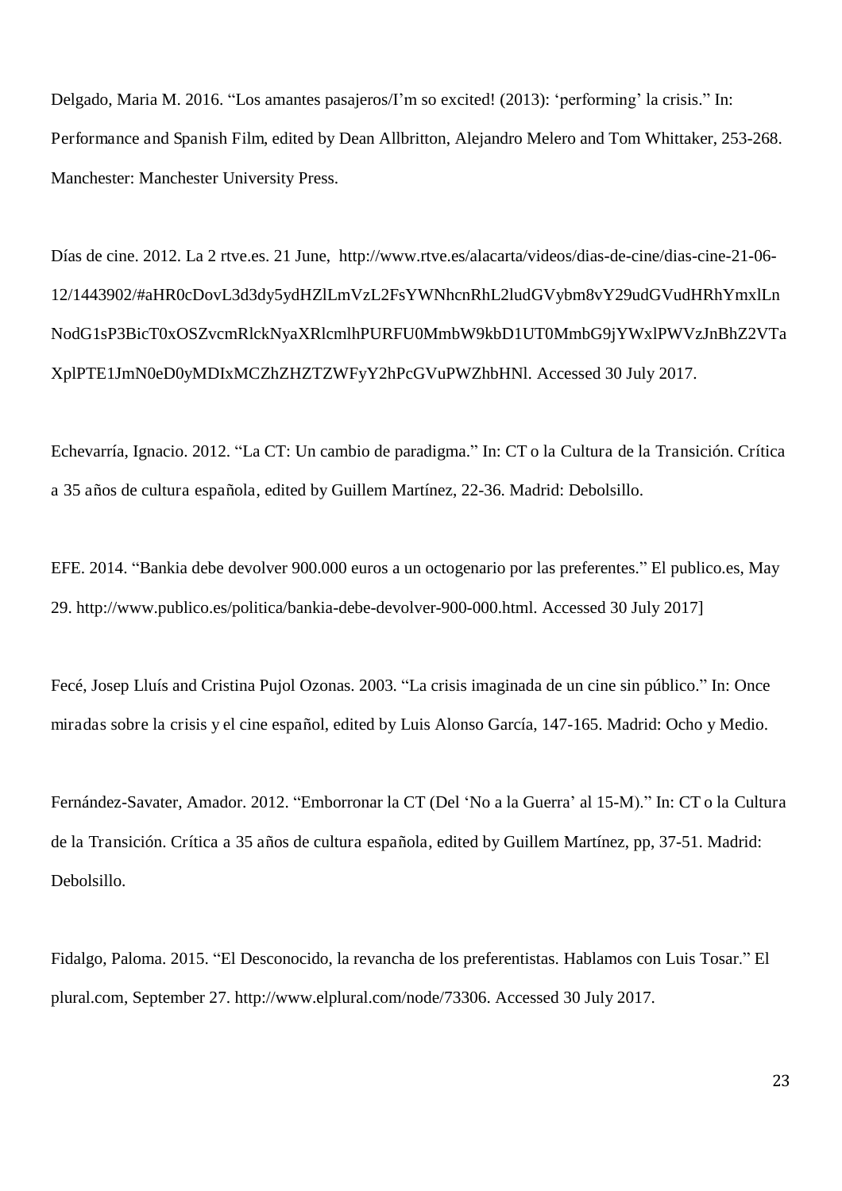Delgado, Maria M. 2016. “Los amantes pasajeros/I’m so excited! (2013): ‘performing’ la crisis.” In: Performance and Spanish Film, edited by Dean Allbritton, Alejandro Melero and Tom Whittaker, 253-268. Manchester: Manchester University Press.

Días de cine. 2012. La 2 rtve.es. 21 June, http://www.rtve.es/alacarta/videos/dias-de-cine/dias-cine-21-06-12/1443902/#aHR0cDovL3d3dy5ydHZlLmVzL2FsYWNhcnRhL2ludGVybm8vY29udGVudHRhYmxlLnNodG1sP3BicT0xOSZvcmRlckNyaXRlcmlhPURFU0MmbW9kbD1UT0MmbG9jYWxlPWVzJnBhZ2VTaXplPTE1JmN0eD0yMDIxMCZhZHZTZWFyY2hPcGVuPWZhbHNl. Accessed 30 July 2017.

Echevarría, Ignacio. 2012. “La CT: Un cambio de paradigma.” In: CT o la Cultura de la Transición. Crítica a 35 años de cultura española, edited by Guillem Martínez, 22-36. Madrid: Debolsillo.

EFE. 2014. “Bankia debe devolver 900.000 euros a un octogenario por las preferentes.” El publico.es, May 29. http://www.publico.es/politica/bankia-debe-devolver-900-000.html. Accessed 30 July 2017]

Fecé, Josep Lluís and Cristina Pujol Ozonas. 2003. “La crisis imaginada de un cine sin público.” In: Once miradas sobre la crisis y el cine español, edited by Luis Alonso García, 147-165. Madrid: Ocho y Medio.

Fernández-Savater, Amador. 2012. “Emborronar la CT (Del ‘No a la Guerra’ al 15-M).” In: CT o la Cultura de la Transición. Crítica a 35 años de cultura española, edited by Guillem Martínez, pp, 37-51. Madrid: Debolsillo.

Fidalgo, Paloma. 2015. “El Desconocido, la revancha de los preferentistas. Hablamos con Luis Tosar.” El plural.com, September 27. http://www.elplural.com/node/73306. Accessed 30 July 2017.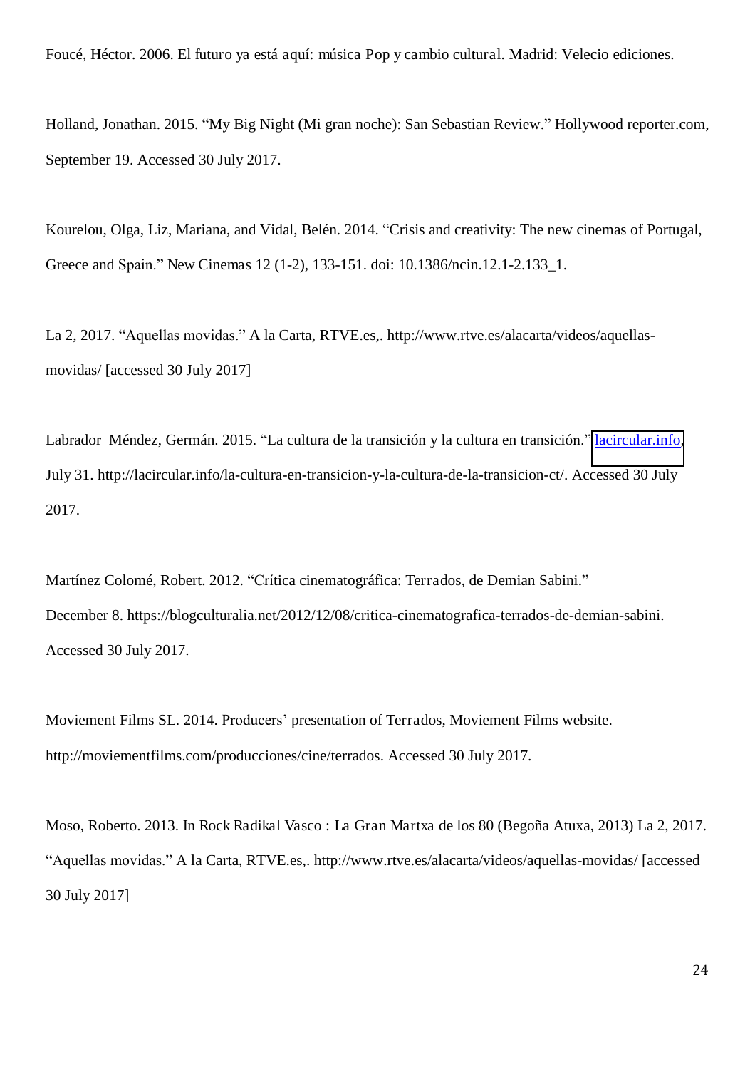Foucé, Héctor. 2006. El futuro ya está aquí: música Pop y cambio cultural. Madrid: Velecio ediciones.

Holland, Jonathan. 2015. “My Big Night (Mi gran noche): San Sebastian Review.” Hollywood reporter.com, September 19. Accessed 30 July 2017.

Kourelou, Olga, Liz, Mariana, and Vidal, Belén. 2014. “Crisis and creativity: The new cinemas of Portugal, Greece and Spain.” New Cinemas 12 (1-2), 133-151. doi: 10.1386/ncin.12.1-2.133_1.

La 2, 2017. “Aquellas movidas.” A la Carta, RTVE.es,. http://www.rtve.es/alacarta/videos/aquellas-movidas/ [accessed 30 July 2017]

Labrador Méndez, Germán. 2015. “La cultura de la transición y la cultura en transición.” lacircular.info, July 31. http://lacircular.info/la-cultura-en-transicion-y-la-cultura-de-la-transicion-ct/. Accessed 30 July 2017.

Martínez Colomé, Robert. 2012. “Crítica cinematográfica: Terrados, de Demian Sabini.” December 8. https://blogculturalia.net/2012/12/08/critica-cinematografica-terrados-de-demian-sabini. Accessed 30 July 2017.

Moviement Films SL. 2014. Producers’ presentation of Terrados, Moviement Films website. http://moviementfilms.com/producciones/cine/terrados. Accessed 30 July 2017.

Moso, Roberto. 2013. In Rock Radikal Vasco : La Gran Martxa de los 80 (Begoña Atuxa, 2013) La 2, 2017. “Aquellas movidas.” A la Carta, RTVE.es,. http://www.rtve.es/alacarta/videos/aquellas-movidas/ [accessed 30 July 2017]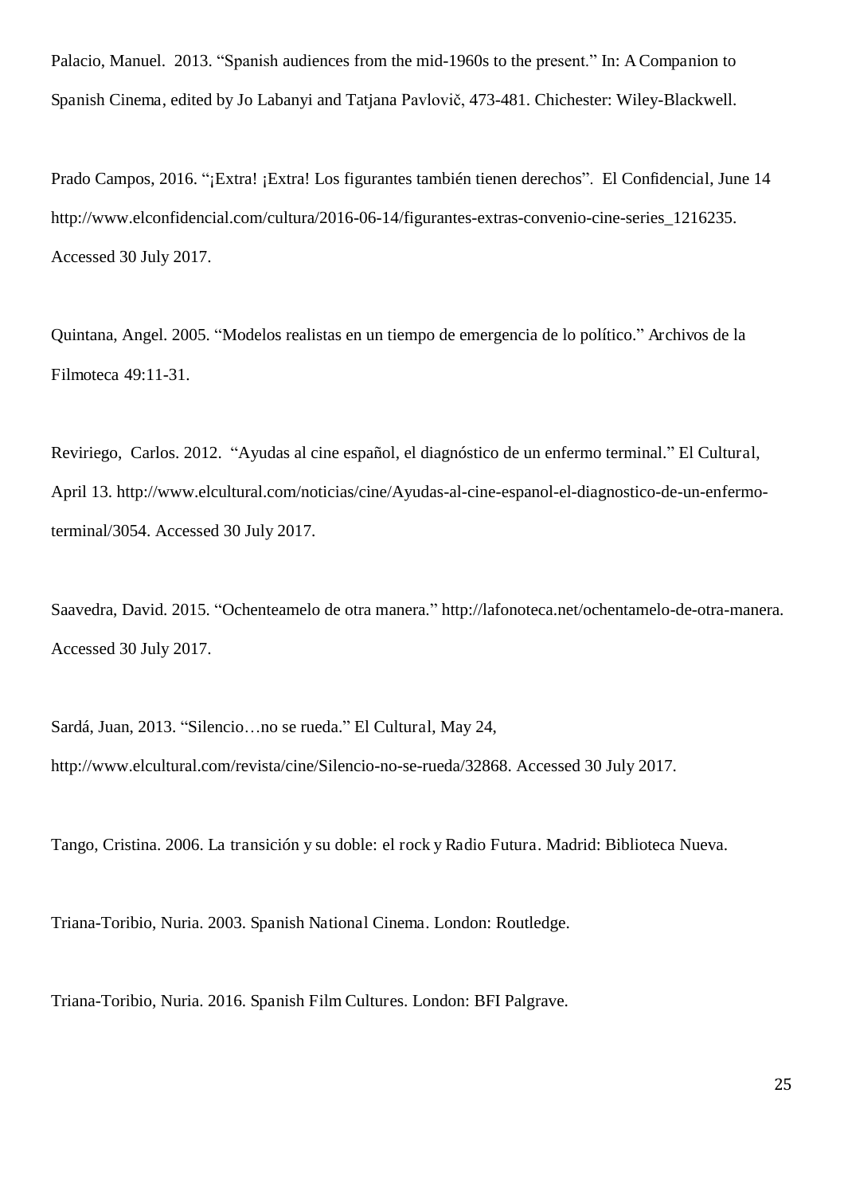Palacio, Manuel. 2013. “Spanish audiences from the mid-1960s to the present.” In: *A Companion to Spanish Cinema*, edited by Jo Labanyi and Tatjana Pavlovič, 473-481. Chichester: Wiley-Blackwell.

Prado Campos, 2016. “¡Extra! ¡Extra! Los figurantes también tienen derechos”. *El Confidencial*, June 14 http://www.elconfidencial.com/cultura/2016-06-14/figurantes-extras-convenio-cine-series_1216235. Accessed 30 July 2017.

Quintana, Angel. 2005. “Modelos realistas en un tiempo de emergencia de lo político.” *Archivos de la Filmoteca* 49:11-31.

Reviriego, Carlos. 2012. “Ayudas al cine español, el diagnóstico de un enfermo terminal.” *El Cultural*, April 13. http://www.elcultural.com/noticias/cine/Ayudas-al-cine-espanol-el-diagnostico-de-un-enfermo-terminal/3054. Accessed 30 July 2017.

Saavedra, David. 2015. “Ochenteamelo de otra manera.” http://lafonoteca.net/ochentamelo-de-otra-manera. Accessed 30 July 2017.

Sardá, Juan, 2013. “Silencio…no se rueda.” *El Cultural*, May 24, http://www.elcultural.com/revista/cine/Silencio-no-se-rueda/32868. Accessed 30 July 2017.

Tango, Cristina. 2006. *La transición y su doble: el rock y Radio Futura*. Madrid: Biblioteca Nueva.

Triana-Toribio, Nuria. 2003. *Spanish National Cinema*. London: Routledge.

Triana-Toribio, Nuria. 2016. *Spanish Film Cultures*. London: BFI Palgrave.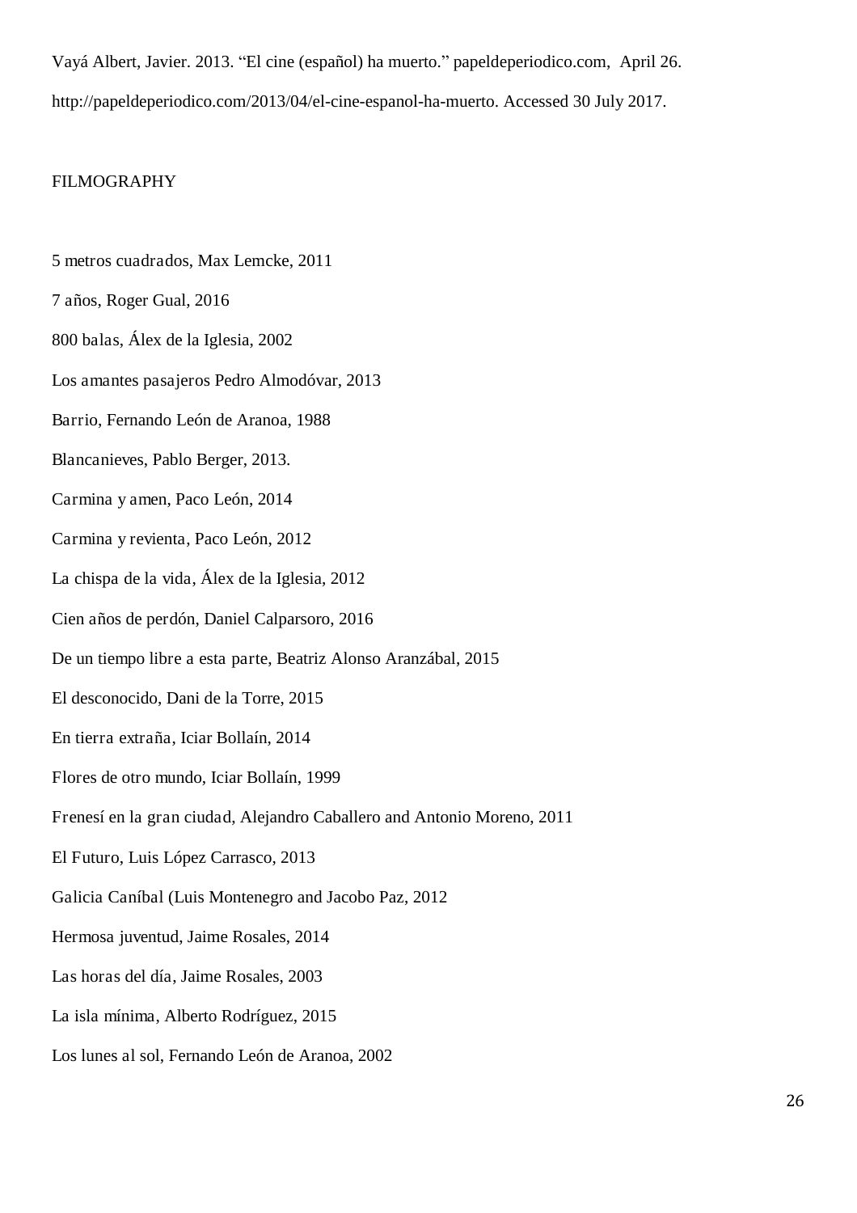Vayá Albert, Javier. 2013. "El cine (español) ha muerto." papeldeperiodico.com, April 26. http://papeldeperiodico.com/2013/04/el-cine-espanol-ha-muerto. Accessed 30 July 2017.

FILMOGRAPHY

5 metros cuadrados, Max Lemcke, 2011

7 años, Roger Gual, 2016

800 balas, Álex de la Iglesia, 2002

Los amantes pasajeros Pedro Almodóvar, 2013

Barrio, Fernando León de Aranoa, 1988

Blancanieves, Pablo Berger, 2013.

Carmina y amen, Paco León, 2014

Carmina y revienta, Paco León, 2012

La chispa de la vida, Álex de la Iglesia, 2012

Cien años de perdón, Daniel Calparsoro, 2016

De un tiempo libre a esta parte, Beatriz Alonso Aranzábal, 2015

El desconocido, Dani de la Torre, 2015

En tierra extraña, Iciar Bollaín, 2014

Flores de otro mundo, Iciar Bollaín, 1999

Frenesí en la gran ciudad, Alejandro Caballero and Antonio Moreno, 2011

El Futuro, Luis López Carrasco, 2013

Galicia Caníbal (Luis Montenegro and Jacobo Paz, 2012

Hermosa juventud, Jaime Rosales, 2014

Las horas del día, Jaime Rosales, 2003

La isla mínima, Alberto Rodríguez, 2015

Los lunes al sol, Fernando León de Aranoa, 2002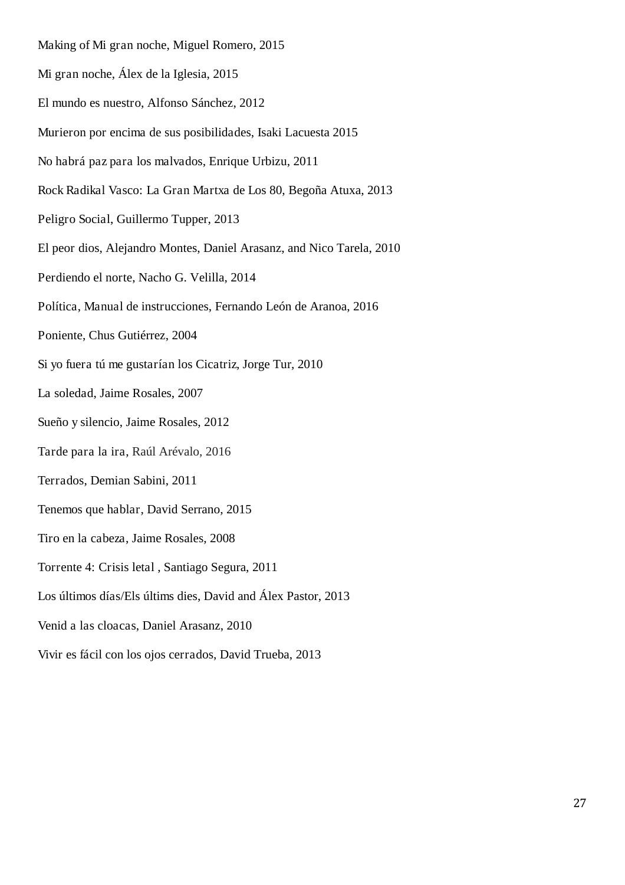Making of Mi gran noche, Miguel Romero, 2015

Mi gran noche, Álex de la Iglesia, 2015

El mundo es nuestro, Alfonso Sánchez, 2012

Murieron por encima de sus posibilidades, Isaki Lacuesta 2015

No habrá paz para los malvados, Enrique Urbizu, 2011

Rock Radikal Vasco: La Gran Martxa de Los 80, Begoña Atuxa, 2013

Peligro Social, Guillermo Tupper, 2013

El peor dios, Alejandro Montes, Daniel Arasanz, and Nico Tarela, 2010

Perdiendo el norte, Nacho G. Velilla, 2014

Política, Manual de instrucciones, Fernando León de Aranoa, 2016

Poniente, Chus Gutiérrez, 2004

Si yo fuera tú me gustarían los Cicatriz, Jorge Tur, 2010

La soledad, Jaime Rosales, 2007

Sueño y silencio, Jaime Rosales, 2012

Tarde para la ira, Raúl Arévalo, 2016

Terrados, Demian Sabini, 2011

Tenemos que hablar, David Serrano, 2015

Tiro en la cabeza, Jaime Rosales, 2008

Torrente 4: Crisis letal , Santiago Segura, 2011

Los últimos días/Els últims dies, David and Álex Pastor, 2013

Venid a las cloacas, Daniel Arasanz, 2010

Vivir es fácil con los ojos cerrados, David Trueba, 2013